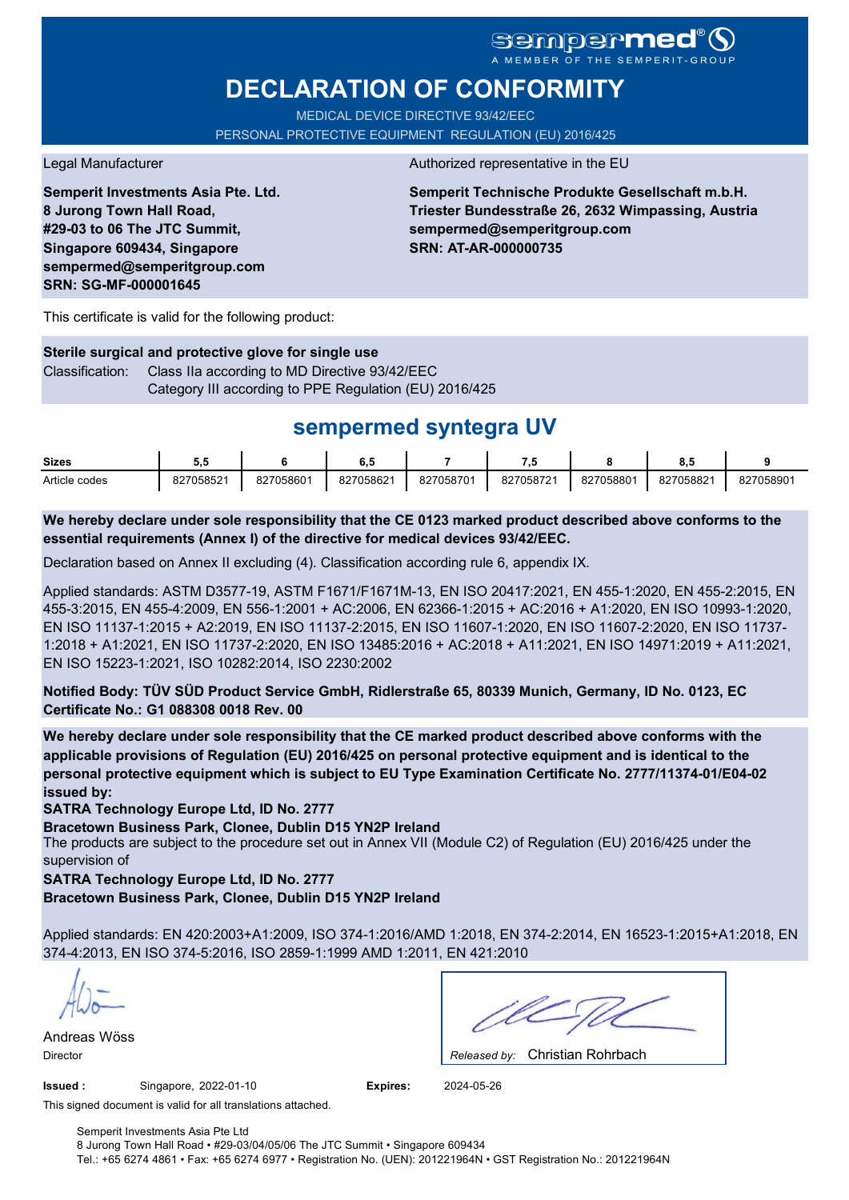sempermed®
A MEMBER OF THE SEMPERIT-GROUP

# DECLARATION OF CONFORMITY

MEDICAL DEVICE DIRECTIVE 93/42/EEC
PERSONAL PROTECTIVE EQUIPMENT REGULATION (EU) 2016/425

Legal Manufacturer

**Semperit Investments Asia Pte. Ltd.**
**8 Jurong Town Hall Road,**
**#29-03 to 06 The JTC Summit,**
**Singapore 609434, Singapore**
**sempermed@semperitgroup.com**
**SRN: SG-MF-000001645**

Authorized representative in the EU

**Semperit Technische Produkte Gesellschaft m.b.H.**
**Triester Bundesstraße 26, 2632 Wimpassing, Austria**
**sempermed@semperitgroup.com**
**SRN: AT-AR-000000735**

This certificate is valid for the following product:

**Sterile surgical and protective glove for single use**

Classification: Class IIa according to MD Directive 93/42/EEC
Category III according to PPE Regulation (EU) 2016/425

## sempermed syntegra UV

| Sizes | 5,5 | 6 | 6,5 | 7 | 7,5 | 8 | 8,5 | 9 |
|---|---|---|---|---|---|---|---|---|
| Article codes | 827058521 | 827058601 | 827058621 | 827058701 | 827058721 | 827058801 | 827058821 | 827058901 |

**We hereby declare under sole responsibility that the CE 0123 marked product described above conforms to the essential requirements (Annex I) of the directive for medical devices 93/42/EEC.**

Declaration based on Annex II excluding (4). Classification according rule 6, appendix IX.

Applied standards: ASTM D3577-19, ASTM F1671/F1671M-13, EN ISO 20417:2021, EN 455-1:2020, EN 455-2:2015, EN 455-3:2015, EN 455-4:2009, EN 556-1:2001 + AC:2006, EN 62366-1:2015 + AC:2016 + A1:2020, EN ISO 10993-1:2020, EN ISO 11137-1:2015 + A2:2019, EN ISO 11137-2:2015, EN ISO 11607-1:2020, EN ISO 11607-2:2020, EN ISO 11737-1:2018 + A1:2021, EN ISO 11737-2:2020, EN ISO 13485:2016 + AC:2018 + A11:2021, EN ISO 14971:2019 + A11:2021, EN ISO 15223-1:2021, ISO 10282:2014, ISO 2230:2002

**Notified Body: TÜV SÜD Product Service GmbH, Ridlerstraße 65, 80339 Munich, Germany, ID No. 0123, EC Certificate No.: G1 088308 0018 Rev. 00**

**We hereby declare under sole responsibility that the CE marked product described above conforms with the applicable provisions of Regulation (EU) 2016/425 on personal protective equipment and is identical to the personal protective equipment which is subject to EU Type Examination Certificate No. 2777/11374-01/E04-02 issued by:**

**SATRA Technology Europe Ltd, ID No. 2777**
**Bracetown Business Park, Clonee, Dublin D15 YN2P Ireland**

The products are subject to the procedure set out in Annex VII (Module C2) of Regulation (EU) 2016/425 under the supervision of

**SATRA Technology Europe Ltd, ID No. 2777**
**Bracetown Business Park, Clonee, Dublin D15 YN2P Ireland**

Applied standards: EN 420:2003+A1:2009, ISO 374-1:2016/AMD 1:2018, EN 374-2:2014, EN 16523-1:2015+A1:2018, EN 374-4:2013, EN ISO 374-5:2016, ISO 2859-1:1999 AMD 1:2011, EN 421:2010

Andreas Wöss
Director

*Released by:* Christian Rohrbach

**Issued :** Singapore, 2022-01-10 **Expires:** 2024-05-26

This signed document is valid for all translations attached.

Semperit Investments Asia Pte Ltd
8 Jurong Town Hall Road • #29-03/04/05/06 The JTC Summit • Singapore 609434
Tel.: +65 6274 4861 • Fax: +65 6274 6977 • Registration No. (UEN): 201221964N • GST Registration No.: 201221964N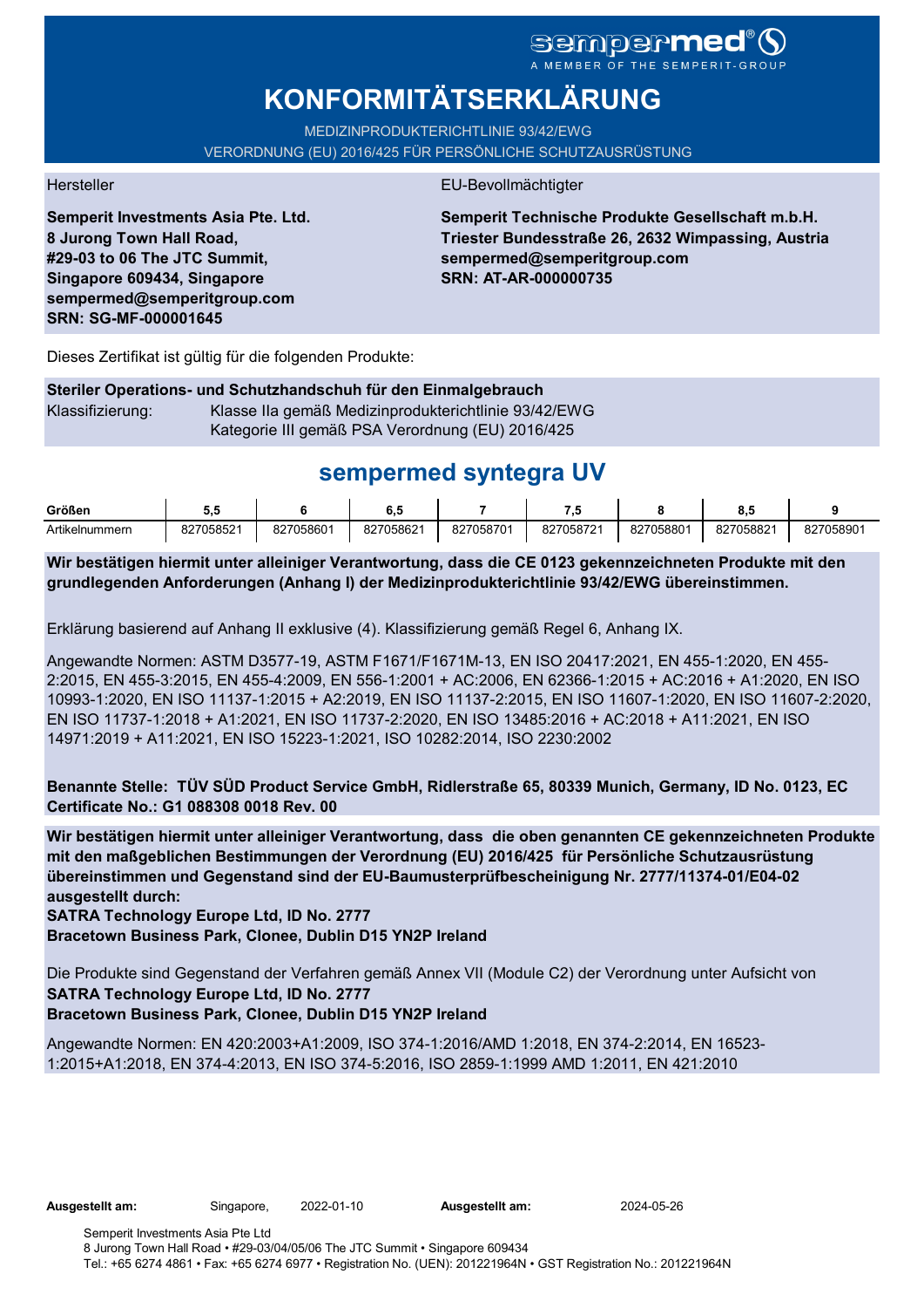sempermed®

A MEMBER OF THE SEMPERIT-GROUP

# KONFORMITÄTSERKLÄRUNG

MEDIZINPRODUKTERICHTLINIE 93/42/EWG

VERORDNUNG (EU) 2016/425 FÜR PERSÖNLICHE SCHUTZAUSRÜSTUNG

| Hersteller | EU-Bevollmächtigter |
|---|---|
| **Semperit Investments Asia Pte. Ltd.**<br>**8 Jurong Town Hall Road,**<br>**#29-03 to 06 The JTC Summit,**<br>**Singapore 609434, Singapore**<br>**sempermed@semperitgroup.com**<br>**SRN: SG-MF-000001645** | **Semperit Technische Produkte Gesellschaft m.b.H.**<br>**Triester Bundesstraße 26, 2632 Wimpassing, Austria**<br>**sempermed@semperitgroup.com**<br>**SRN: AT-AR-000000735** |

Dieses Zertifikat ist gültig für die folgenden Produkte:

**Steriler Operations- und Schutzhandschuh für den Einmalgebrauch**

Klassifizierung: Klasse IIa gemäß Medizinprodukterichtlinie 93/42/EWG
Kategorie III gemäß PSA Verordnung (EU) 2016/425

## sempermed syntegra UV

| Größen | 5,5 | 6 | 6,5 | 7 | 7,5 | 8 | 8,5 | 9 |
|---|---|---|---|---|---|---|---|---|
| Artikelnummern | 827058521 | 827058601 | 827058621 | 827058701 | 827058721 | 827058801 | 827058821 | 827058901 |

**Wir bestätigen hiermit unter alleiniger Verantwortung, dass die CE 0123 gekennzeichneten Produkte mit den grundlegenden Anforderungen (Anhang I) der Medizinprodukterichtlinie 93/42/EWG übereinstimmen.**

Erklärung basierend auf Anhang II exklusive (4). Klassifizierung gemäß Regel 6, Anhang IX.

Angewandte Normen: ASTM D3577-19, ASTM F1671/F1671M-13, EN ISO 20417:2021, EN 455-1:2020, EN 455-2:2015, EN 455-3:2015, EN 455-4:2009, EN 556-1:2001 + AC:2006, EN 62366-1:2015 + AC:2016 + A1:2020, EN ISO 10993-1:2020, EN ISO 11137-1:2015 + A2:2019, EN ISO 11137-2:2015, EN ISO 11607-1:2020, EN ISO 11607-2:2020, EN ISO 11737-1:2018 + A1:2021, EN ISO 11737-2:2020, EN ISO 13485:2016 + AC:2018 + A11:2021, EN ISO 14971:2019 + A11:2021, EN ISO 15223-1:2021, ISO 10282:2014, ISO 2230:2002

**Benannte Stelle: TÜV SÜD Product Service GmbH, Ridlerstraße 65, 80339 Munich, Germany, ID No. 0123, EC Certificate No.: G1 088308 0018 Rev. 00**

**Wir bestätigen hiermit unter alleiniger Verantwortung, dass die oben genannten CE gekennzeichneten Produkte mit den maßgeblichen Bestimmungen der Verordnung (EU) 2016/425 für Persönliche Schutzausrüstung übereinstimmen und Gegenstand sind der EU-Baumusterprüfbescheinigung Nr. 2777/11374-01/E04-02 ausgestellt durch:**
**SATRA Technology Europe Ltd, ID No. 2777**
**Bracetown Business Park, Clonee, Dublin D15 YN2P Ireland**

Die Produkte sind Gegenstand der Verfahren gemäß Annex VII (Module C2) der Verordnung unter Aufsicht von
**SATRA Technology Europe Ltd, ID No. 2777**
**Bracetown Business Park, Clonee, Dublin D15 YN2P Ireland**

Angewandte Normen: EN 420:2003+A1:2009, ISO 374-1:2016/AMD 1:2018, EN 374-2:2014, EN 16523-1:2015+A1:2018, EN 374-4:2013, EN ISO 374-5:2016, ISO 2859-1:1999 AMD 1:2011, EN 421:2010

**Ausgestellt am:** Singapore, 2022-01-10 **Ausgestellt am:** 2024-05-26

Semperit Investments Asia Pte Ltd
8 Jurong Town Hall Road • #29-03/04/05/06 The JTC Summit • Singapore 609434
Tel.: +65 6274 4861 • Fax: +65 6274 6977 • Registration No. (UEN): 201221964N • GST Registration No.: 201221964N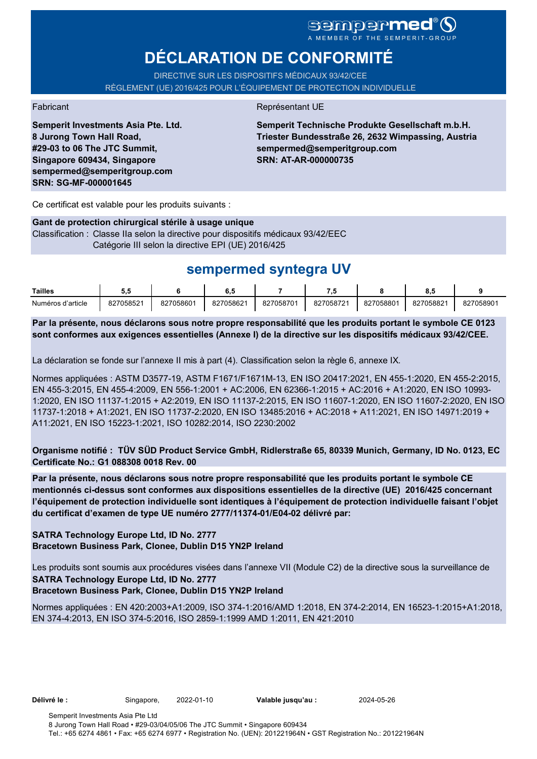sempermed®
A MEMBER OF THE SEMPERIT-GROUP

# DÉCLARATION DE CONFORMITÉ

DIRECTIVE SUR LES DISPOSITIFS MÉDICAUX 93/42/CEE
RÈGLEMENT (UE) 2016/425 POUR L'ÉQUIPEMENT DE PROTECTION INDIVIDUELLE

Fabricant

**Semperit Investments Asia Pte. Ltd.**
**8 Jurong Town Hall Road,**
**#29-03 to 06 The JTC Summit,**
**Singapore 609434, Singapore**
**sempermed@semperitgroup.com**
**SRN: SG-MF-000001645**

Représentant UE

**Semperit Technische Produkte Gesellschaft m.b.H.**
**Triester Bundesstraße 26, 2632 Wimpassing, Austria**
**sempermed@semperitgroup.com**
**SRN: AT-AR-000000735**

Ce certificat est valable pour les produits suivants :

**Gant de protection chirurgical stérile à usage unique**
Classification : Classe IIa selon la directive pour dispositifs médicaux 93/42/EEC
Catégorie III selon la directive EPI (UE) 2016/425

## sempermed syntegra UV

| Tailles | 5,5 | 6 | 6,5 | 7 | 7,5 | 8 | 8,5 | 9 |
|---|---|---|---|---|---|---|---|---|
| Numéros d'article | 827058521 | 827058601 | 827058621 | 827058701 | 827058721 | 827058801 | 827058821 | 827058901 |

**Par la présente, nous déclarons sous notre propre responsabilité que les produits portant le symbole CE 0123 sont conformes aux exigences essentielles (Annexe I) de la directive sur les dispositifs médicaux 93/42/CEE.**

La déclaration se fonde sur l'annexe II mis à part (4). Classification selon la règle 6, annexe IX.

Normes appliquées : ASTM D3577-19, ASTM F1671/F1671M-13, EN ISO 20417:2021, EN 455-1:2020, EN 455-2:2015, EN 455-3:2015, EN 455-4:2009, EN 556-1:2001 + AC:2006, EN 62366-1:2015 + AC:2016 + A1:2020, EN ISO 10993-1:2020, EN ISO 11137-1:2015 + A2:2019, EN ISO 11137-2:2015, EN ISO 11607-1:2020, EN ISO 11607-2:2020, EN ISO 11737-1:2018 + A1:2021, EN ISO 11737-2:2020, EN ISO 13485:2016 + AC:2018 + A11:2021, EN ISO 14971:2019 + A11:2021, EN ISO 15223-1:2021, ISO 10282:2014, ISO 2230:2002

**Organisme notifié : TÜV SÜD Product Service GmbH, Ridlerstraße 65, 80339 Munich, Germany, ID No. 0123, EC Certificate No.: G1 088308 0018 Rev. 00**

**Par la présente, nous déclarons sous notre propre responsabilité que les produits portant le symbole CE mentionnés ci-dessus sont conformes aux dispositions essentielles de la directive (UE) 2016/425 concernant l'équipement de protection individuelle sont identiques à l'équipement de protection individuelle faisant l'objet du certificat d'examen de type UE numéro 2777/11374-01/E04-02 délivré par:**

**SATRA Technology Europe Ltd, ID No. 2777**
**Bracetown Business Park, Clonee, Dublin D15 YN2P Ireland**

Les produits sont soumis aux procédures visées dans l'annexe VII (Module C2) de la directive sous la surveillance de
**SATRA Technology Europe Ltd, ID No. 2777**
**Bracetown Business Park, Clonee, Dublin D15 YN2P Ireland**

Normes appliquées : EN 420:2003+A1:2009, ISO 374-1:2016/AMD 1:2018, EN 374-2:2014, EN 16523-1:2015+A1:2018, EN 374-4:2013, EN ISO 374-5:2016, ISO 2859-1:1999 AMD 1:2011, EN 421:2010

**Délivré le :** Singapore, 2022-01-10 **Valable jusqu'au :** 2024-05-26

Semperit Investments Asia Pte Ltd
8 Jurong Town Hall Road • #29-03/04/05/06 The JTC Summit • Singapore 609434
Tel.: +65 6274 4861 • Fax: +65 6274 6977 • Registration No. (UEN): 201221964N • GST Registration No.: 201221964N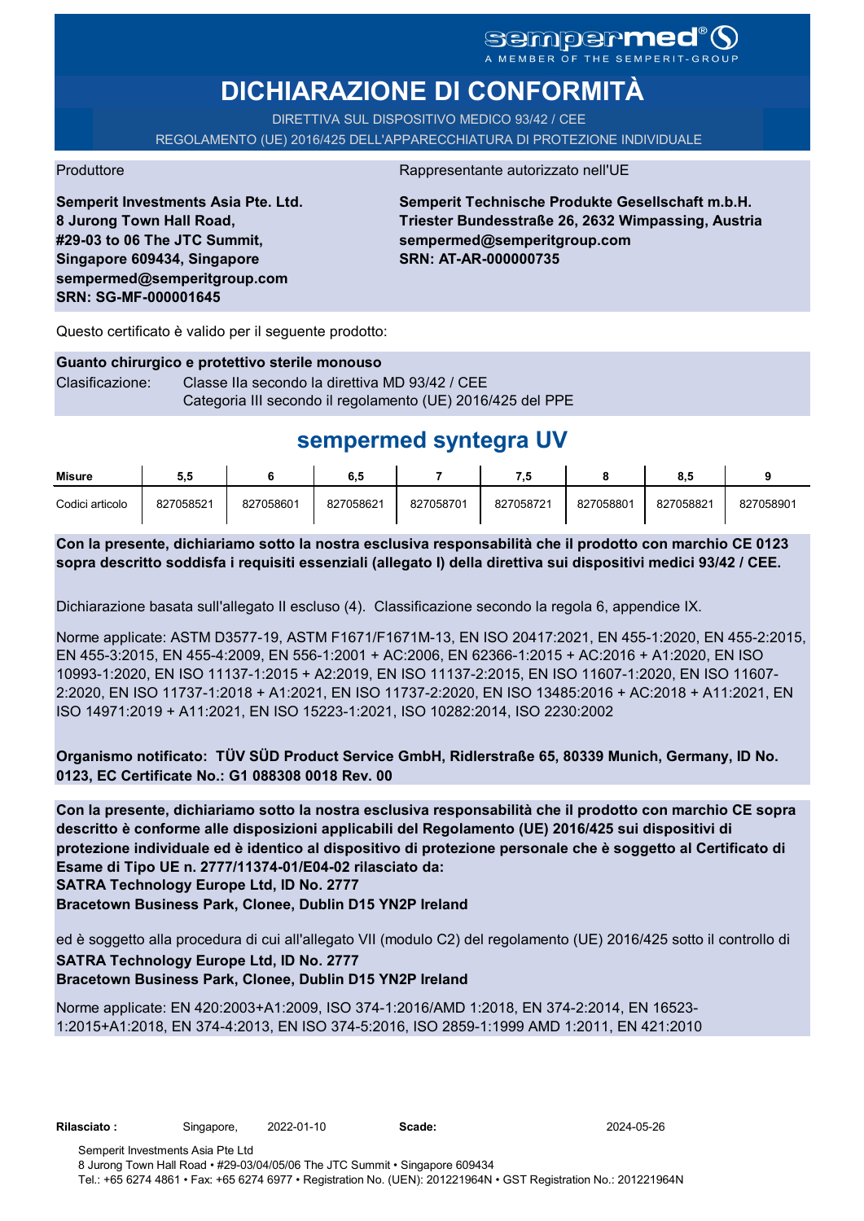sempermed®
A MEMBER OF THE SEMPERIT-GROUP

# DICHIARAZIONE DI CONFORMITÀ

DIRETTIVA SUL DISPOSITIVO MEDICO 93/42 / CEE
REGOLAMENTO (UE) 2016/425 DELL'APPARECCHIATURA DI PROTEZIONE INDIVIDUALE

Produttore

**Semperit Investments Asia Pte. Ltd.**
**8 Jurong Town Hall Road,**
**#29-03 to 06 The JTC Summit,**
**Singapore 609434, Singapore**
**sempermed@semperitgroup.com**
**SRN: SG-MF-000001645**

Rappresentante autorizzato nell'UE

**Semperit Technische Produkte Gesellschaft m.b.H.**
**Triester Bundesstraße 26, 2632 Wimpassing, Austria**
**sempermed@semperitgroup.com**
**SRN: AT-AR-000000735**

Questo certificato è valido per il seguente prodotto:

**Guanto chirurgico e protettivo sterile monouso**

Clasificazione: Classe IIa secondo la direttiva MD 93/42 / CEE
Categoria III secondo il regolamento (UE) 2016/425 del PPE

## sempermed syntegra UV

| Misure | 5,5 | 6 | 6,5 | 7 | 7,5 | 8 | 8,5 | 9 |
|---|---|---|---|---|---|---|---|---|
| Codici articolo | 827058521 | 827058601 | 827058621 | 827058701 | 827058721 | 827058801 | 827058821 | 827058901 |

**Con la presente, dichiariamo sotto la nostra esclusiva responsabilità che il prodotto con marchio CE 0123 sopra descritto soddisfa i requisiti essenziali (allegato I) della direttiva sui dispositivi medici 93/42 / CEE.**

Dichiarazione basata sull'allegato II escluso (4). Classificazione secondo la regola 6, appendice IX.

Norme applicate: ASTM D3577-19, ASTM F1671/F1671M-13, EN ISO 20417:2021, EN 455-1:2020, EN 455-2:2015, EN 455-3:2015, EN 455-4:2009, EN 556-1:2001 + AC:2006, EN 62366-1:2015 + AC:2016 + A1:2020, EN ISO 10993-1:2020, EN ISO 11137-1:2015 + A2:2019, EN ISO 11137-2:2015, EN ISO 11607-1:2020, EN ISO 11607-2:2020, EN ISO 11737-1:2018 + A1:2021, EN ISO 11737-2:2020, EN ISO 13485:2016 + AC:2018 + A11:2021, EN ISO 14971:2019 + A11:2021, EN ISO 15223-1:2021, ISO 10282:2014, ISO 2230:2002

**Organismo notificato: TÜV SÜD Product Service GmbH, Ridlerstraße 65, 80339 Munich, Germany, ID No. 0123, EC Certificate No.: G1 088308 0018 Rev. 00**

**Con la presente, dichiariamo sotto la nostra esclusiva responsabilità che il prodotto con marchio CE sopra descritto è conforme alle disposizioni applicabili del Regolamento (UE) 2016/425 sui dispositivi di protezione individuale ed è identico al dispositivo di protezione personale che è soggetto al Certificato di Esame di Tipo UE n. 2777/11374-01/E04-02 rilasciato da:**
**SATRA Technology Europe Ltd, ID No. 2777**
**Bracetown Business Park, Clonee, Dublin D15 YN2P Ireland**

ed è soggetto alla procedura di cui all'allegato VII (modulo C2) del regolamento (UE) 2016/425 sotto il controllo di
**SATRA Technology Europe Ltd, ID No. 2777**
**Bracetown Business Park, Clonee, Dublin D15 YN2P Ireland**

Norme applicate: EN 420:2003+A1:2009, ISO 374-1:2016/AMD 1:2018, EN 374-2:2014, EN 16523-1:2015+A1:2018, EN 374-4:2013, EN ISO 374-5:2016, ISO 2859-1:1999 AMD 1:2011, EN 421:2010

**Rilasciato :** Singapore, 2022-01-10 **Scade:** 2024-05-26

Semperit Investments Asia Pte Ltd
8 Jurong Town Hall Road • #29-03/04/05/06 The JTC Summit • Singapore 609434
Tel.: +65 6274 4861 • Fax: +65 6274 6977 • Registration No. (UEN): 201221964N • GST Registration No.: 201221964N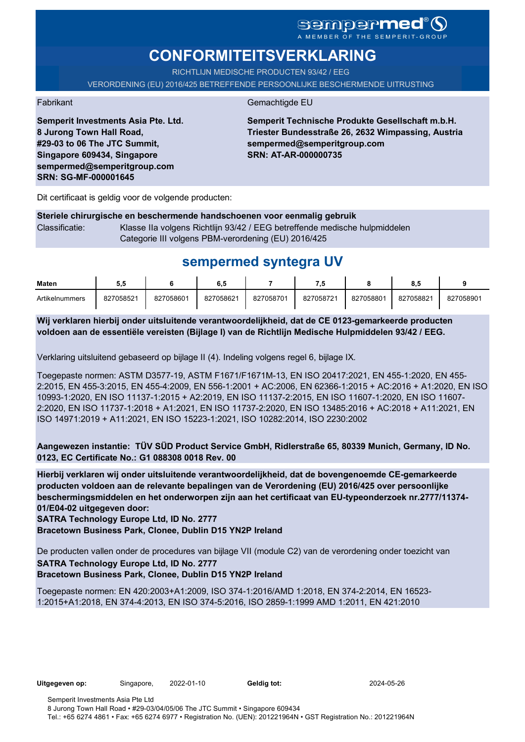sempermed®
A MEMBER OF THE SEMPERIT-GROUP

# CONFORMITEITSVERKLARING

RICHTLIJN MEDISCHE PRODUCTEN 93/42 / EEG

VERORDENING (EU) 2016/425 BETREFFENDE PERSOONLIJKE BESCHERMENDE UITRUSTING

Fabrikant

**Semperit Investments Asia Pte. Ltd.**
**8 Jurong Town Hall Road,**
**#29-03 to 06 The JTC Summit,**
**Singapore 609434, Singapore**
**sempermed@semperitgroup.com**
**SRN: SG-MF-000001645**

Gemachtigde EU

**Semperit Technische Produkte Gesellschaft m.b.H.**
**Triester Bundesstraße 26, 2632 Wimpassing, Austria**
**sempermed@semperitgroup.com**
**SRN: AT-AR-000000735**

Dit certificaat is geldig voor de volgende producten:

**Steriele chirurgische en beschermende handschoenen voor eenmalig gebruik**

Classificatie: Klasse IIa volgens Richtlijn 93/42 / EEG betreffende medische hulpmiddelen
Categorie III volgens PBM-verordening (EU) 2016/425

## sempermed syntegra UV

| Maten | 5,5 | 6 | 6,5 | 7 | 7,5 | 8 | 8,5 | 9 |
|---|---|---|---|---|---|---|---|---|
| Artikelnummers | 827058521 | 827058601 | 827058621 | 827058701 | 827058721 | 827058801 | 827058821 | 827058901 |

**Wij verklaren hierbij onder uitsluitende verantwoordelijkheid, dat de CE 0123-gemarkeerde producten voldoen aan de essentiële vereisten (Bijlage I) van de Richtlijn Medische Hulpmiddelen 93/42 / EEG.**

Verklaring uitsluitend gebaseerd op bijlage II (4). Indeling volgens regel 6, bijlage IX.

Toegepaste normen: ASTM D3577-19, ASTM F1671/F1671M-13, EN ISO 20417:2021, EN 455-1:2020, EN 455-2:2015, EN 455-3:2015, EN 455-4:2009, EN 556-1:2001 + AC:2006, EN 62366-1:2015 + AC:2016 + A1:2020, EN ISO 10993-1:2020, EN ISO 11137-1:2015 + A2:2019, EN ISO 11137-2:2015, EN ISO 11607-1:2020, EN ISO 11607-2:2020, EN ISO 11737-1:2018 + A1:2021, EN ISO 11737-2:2020, EN ISO 13485:2016 + AC:2018 + A11:2021, EN ISO 14971:2019 + A11:2021, EN ISO 15223-1:2021, ISO 10282:2014, ISO 2230:2002

**Aangewezen instantie: TÜV SÜD Product Service GmbH, Ridlerstraße 65, 80339 Munich, Germany, ID No. 0123, EC Certificate No.: G1 088308 0018 Rev. 00**

**Hierbij verklaren wij onder uitsluitende verantwoordelijkheid, dat de bovengenoemde CE-gemarkeerde producten voldoen aan de relevante bepalingen van de Verordening (EU) 2016/425 over persoonlijke beschermingsmiddelen en het onderworpen zijn aan het certificaat van EU-typeonderzoek nr.2777/11374-01/E04-02 uitgegeven door:**
**SATRA Technology Europe Ltd, ID No. 2777**
**Bracetown Business Park, Clonee, Dublin D15 YN2P Ireland**

De producten vallen onder de procedures van bijlage VII (module C2) van de verordening onder toezicht van
**SATRA Technology Europe Ltd, ID No. 2777**
**Bracetown Business Park, Clonee, Dublin D15 YN2P Ireland**

Toegepaste normen: EN 420:2003+A1:2009, ISO 374-1:2016/AMD 1:2018, EN 374-2:2014, EN 16523-1:2015+A1:2018, EN 374-4:2013, EN ISO 374-5:2016, ISO 2859-1:1999 AMD 1:2011, EN 421:2010

**Uitgegeven op:** Singapore, 2022-01-10 **Geldig tot:** 2024-05-26

Semperit Investments Asia Pte Ltd
8 Jurong Town Hall Road • #29-03/04/05/06 The JTC Summit • Singapore 609434
Tel.: +65 6274 4861 • Fax: +65 6274 6977 • Registration No. (UEN): 201221964N • GST Registration No.: 201221964N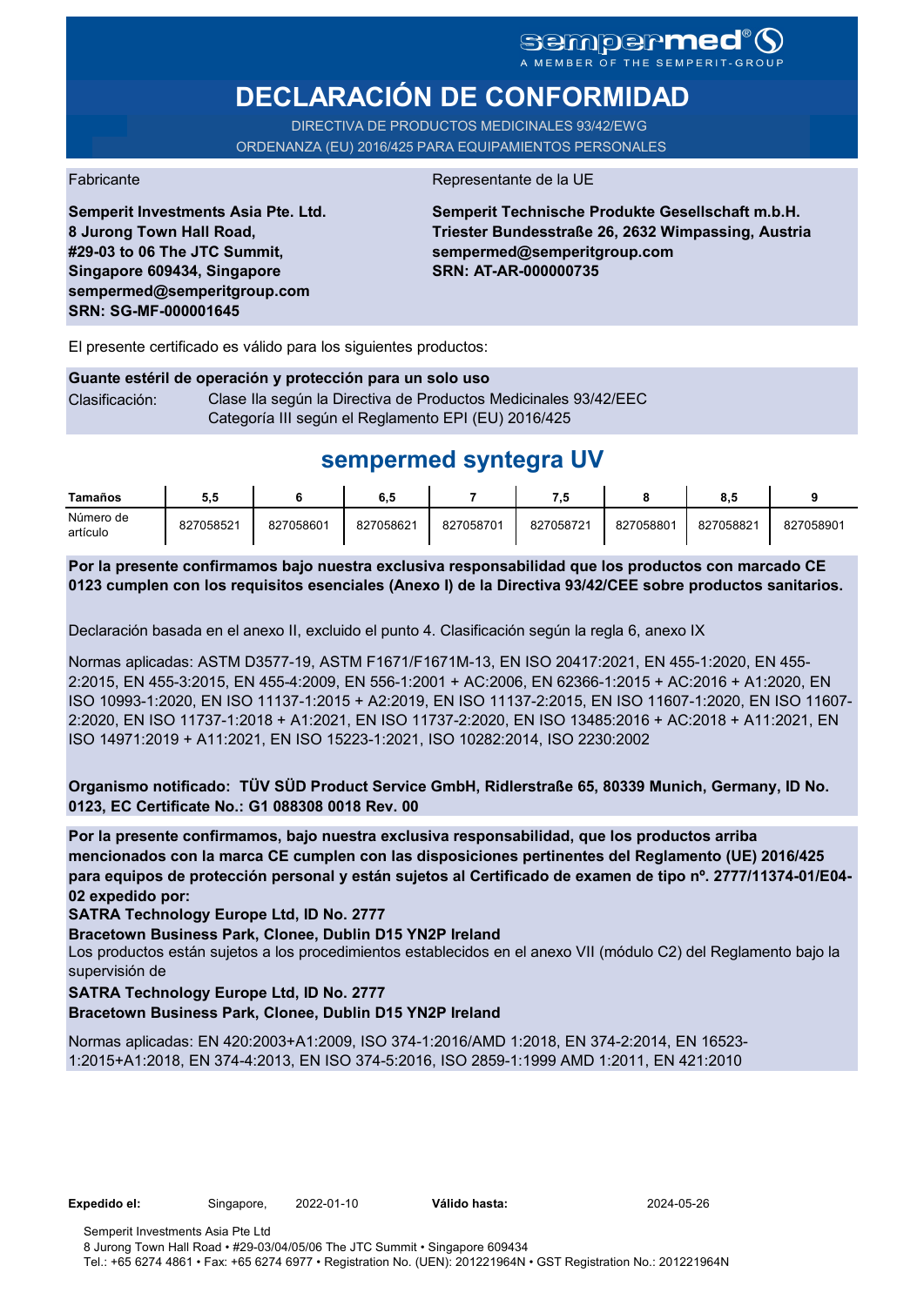sempermed®
A MEMBER OF THE SEMPERIT-GROUP

# DECLARACIÓN DE CONFORMIDAD

DIRECTIVA DE PRODUCTOS MEDICINALES 93/42/EWG
ORDENANZA (EU) 2016/425 PARA EQUIPAMIENTOS PERSONALES

Fabricante

**Semperit Investments Asia Pte. Ltd.**
**8 Jurong Town Hall Road,**
**#29-03 to 06 The JTC Summit,**
**Singapore 609434, Singapore**
**sempermed@semperitgroup.com**
**SRN: SG-MF-000001645**

Representante de la UE

**Semperit Technische Produkte Gesellschaft m.b.H.**
**Triester Bundesstraße 26, 2632 Wimpassing, Austria**
**sempermed@semperitgroup.com**
**SRN: AT-AR-000000735**

El presente certificado es válido para los siguientes productos:

**Guante estéril de operación y protección para un solo uso**

Clasificación: Clase IIa según la Directiva de Productos Medicinales 93/42/EEC
Categoría III según el Reglamento EPI (EU) 2016/425

## sempermed syntegra UV

| Tamaños | 5,5 | 6 | 6,5 | 7 | 7,5 | 8 | 8,5 | 9 |
|---|---|---|---|---|---|---|---|---|
| Número de artículo | 827058521 | 827058601 | 827058621 | 827058701 | 827058721 | 827058801 | 827058821 | 827058901 |

**Por la presente confirmamos bajo nuestra exclusiva responsabilidad que los productos con marcado CE 0123 cumplen con los requisitos esenciales (Anexo I) de la Directiva 93/42/CEE sobre productos sanitarios.**

Declaración basada en el anexo II, excluido el punto 4. Clasificación según la regla 6, anexo IX

Normas aplicadas: ASTM D3577-19, ASTM F1671/F1671M-13, EN ISO 20417:2021, EN 455-1:2020, EN 455-2:2015, EN 455-3:2015, EN 455-4:2009, EN 556-1:2001 + AC:2006, EN 62366-1:2015 + AC:2016 + A1:2020, EN ISO 10993-1:2020, EN ISO 11137-1:2015 + A2:2019, EN ISO 11137-2:2015, EN ISO 11607-1:2020, EN ISO 11607-2:2020, EN ISO 11737-1:2018 + A1:2021, EN ISO 11737-2:2020, EN ISO 13485:2016 + AC:2018 + A11:2021, EN ISO 14971:2019 + A11:2021, EN ISO 15223-1:2021, ISO 10282:2014, ISO 2230:2002

**Organismo notificado: TÜV SÜD Product Service GmbH, Ridlerstraße 65, 80339 Munich, Germany, ID No. 0123, EC Certificate No.: G1 088308 0018 Rev. 00**

**Por la presente confirmamos, bajo nuestra exclusiva responsabilidad, que los productos arriba mencionados con la marca CE cumplen con las disposiciones pertinentes del Reglamento (UE) 2016/425 para equipos de protección personal y están sujetos al Certificado de examen de tipo nº. 2777/11374-01/E04-02 expedido por:**

**SATRA Technology Europe Ltd, ID No. 2777**

**Bracetown Business Park, Clonee, Dublin D15 YN2P Ireland**

Los productos están sujetos a los procedimientos establecidos en el anexo VII (módulo C2) del Reglamento bajo la supervisión de

**SATRA Technology Europe Ltd, ID No. 2777**

**Bracetown Business Park, Clonee, Dublin D15 YN2P Ireland**

Normas aplicadas: EN 420:2003+A1:2009, ISO 374-1:2016/AMD 1:2018, EN 374-2:2014, EN 16523-1:2015+A1:2018, EN 374-4:2013, EN ISO 374-5:2016, ISO 2859-1:1999 AMD 1:2011, EN 421:2010

**Expedido el:** Singapore, 2022-01-10 **Válido hasta:** 2024-05-26

Semperit Investments Asia Pte Ltd
8 Jurong Town Hall Road • #29-03/04/05/06 The JTC Summit • Singapore 609434
Tel.: +65 6274 4861 • Fax: +65 6274 6977 • Registration No. (UEN): 201221964N • GST Registration No.: 201221964N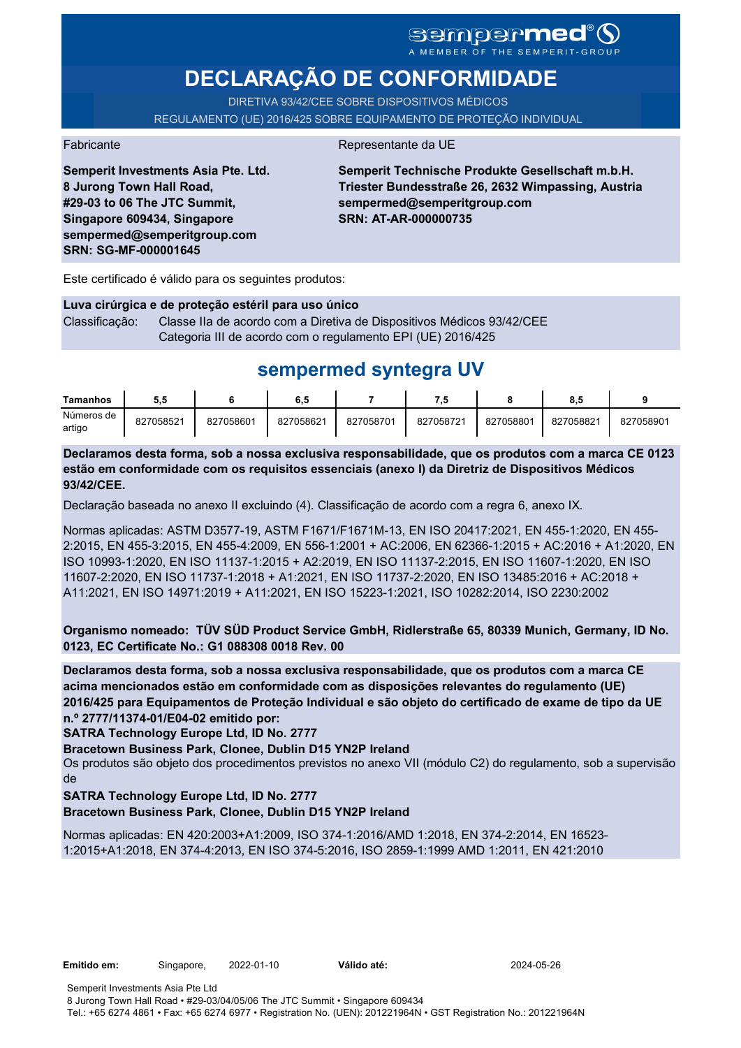sempermed®

A MEMBER OF THE SEMPERIT-GROUP

# DECLARAÇÃO DE CONFORMIDADE

DIRETIVA 93/42/CEE SOBRE DISPOSITIVOS MÉDICOS

REGULAMENTO (UE) 2016/425 SOBRE EQUIPAMENTO DE PROTEÇÃO INDIVIDUAL

Fabricante

**Semperit Investments Asia Pte. Ltd.**
**8 Jurong Town Hall Road,**
**#29-03 to 06 The JTC Summit,**
**Singapore 609434, Singapore**
**sempermed@semperitgroup.com**
**SRN: SG-MF-000001645**

Representante da UE

**Semperit Technische Produkte Gesellschaft m.b.H.**
**Triester Bundesstraße 26, 2632 Wimpassing, Austria**
**sempermed@semperitgroup.com**
**SRN: AT-AR-000000735**

Este certificado é válido para os seguintes produtos:

**Luva cirúrgica e de proteção estéril para uso único**

Classificação: Classe IIa de acordo com a Diretiva de Dispositivos Médicos 93/42/CEE
Categoria III de acordo com o regulamento EPI (UE) 2016/425

## sempermed syntegra UV

| Tamanhos | 5,5 | 6 | 6,5 | 7 | 7,5 | 8 | 8,5 | 9 |
|---|---|---|---|---|---|---|---|---|
| Números de artigo | 827058521 | 827058601 | 827058621 | 827058701 | 827058721 | 827058801 | 827058821 | 827058901 |

**Declaramos desta forma, sob a nossa exclusiva responsabilidade, que os produtos com a marca CE 0123 estão em conformidade com os requisitos essenciais (anexo I) da Diretriz de Dispositivos Médicos 93/42/CEE.**

Declaração baseada no anexo II excluindo (4). Classificação de acordo com a regra 6, anexo IX.

Normas aplicadas: ASTM D3577-19, ASTM F1671/F1671M-13, EN ISO 20417:2021, EN 455-1:2020, EN 455-2:2015, EN 455-3:2015, EN 455-4:2009, EN 556-1:2001 + AC:2006, EN 62366-1:2015 + AC:2016 + A1:2020, EN ISO 10993-1:2020, EN ISO 11137-1:2015 + A2:2019, EN ISO 11137-2:2015, EN ISO 11607-1:2020, EN ISO 11607-2:2020, EN ISO 11737-1:2018 + A1:2021, EN ISO 11737-2:2020, EN ISO 13485:2016 + AC:2018 + A11:2021, EN ISO 14971:2019 + A11:2021, EN ISO 15223-1:2021, ISO 10282:2014, ISO 2230:2002

**Organismo nomeado: TÜV SÜD Product Service GmbH, Ridlerstraße 65, 80339 Munich, Germany, ID No. 0123, EC Certificate No.: G1 088308 0018 Rev. 00**

**Declaramos desta forma, sob a nossa exclusiva responsabilidade, que os produtos com a marca CE acima mencionados estão em conformidade com as disposições relevantes do regulamento (UE) 2016/425 para Equipamentos de Proteção Individual e são objeto do certificado de exame de tipo da UE n.º 2777/11374-01/E04-02 emitido por:**

**SATRA Technology Europe Ltd, ID No. 2777**

**Bracetown Business Park, Clonee, Dublin D15 YN2P Ireland**

Os produtos são objeto dos procedimentos previstos no anexo VII (módulo C2) do regulamento, sob a supervisão de

**SATRA Technology Europe Ltd, ID No. 2777**

**Bracetown Business Park, Clonee, Dublin D15 YN2P Ireland**

Normas aplicadas: EN 420:2003+A1:2009, ISO 374-1:2016/AMD 1:2018, EN 374-2:2014, EN 16523-1:2015+A1:2018, EN 374-4:2013, EN ISO 374-5:2016, ISO 2859-1:1999 AMD 1:2011, EN 421:2010

**Emitido em:** Singapore, 2022-01-10 **Válido até:** 2024-05-26

Semperit Investments Asia Pte Ltd
8 Jurong Town Hall Road • #29-03/04/05/06 The JTC Summit • Singapore 609434
Tel.: +65 6274 4861 • Fax: +65 6274 6977 • Registration No. (UEN): 201221964N • GST Registration No.: 201221964N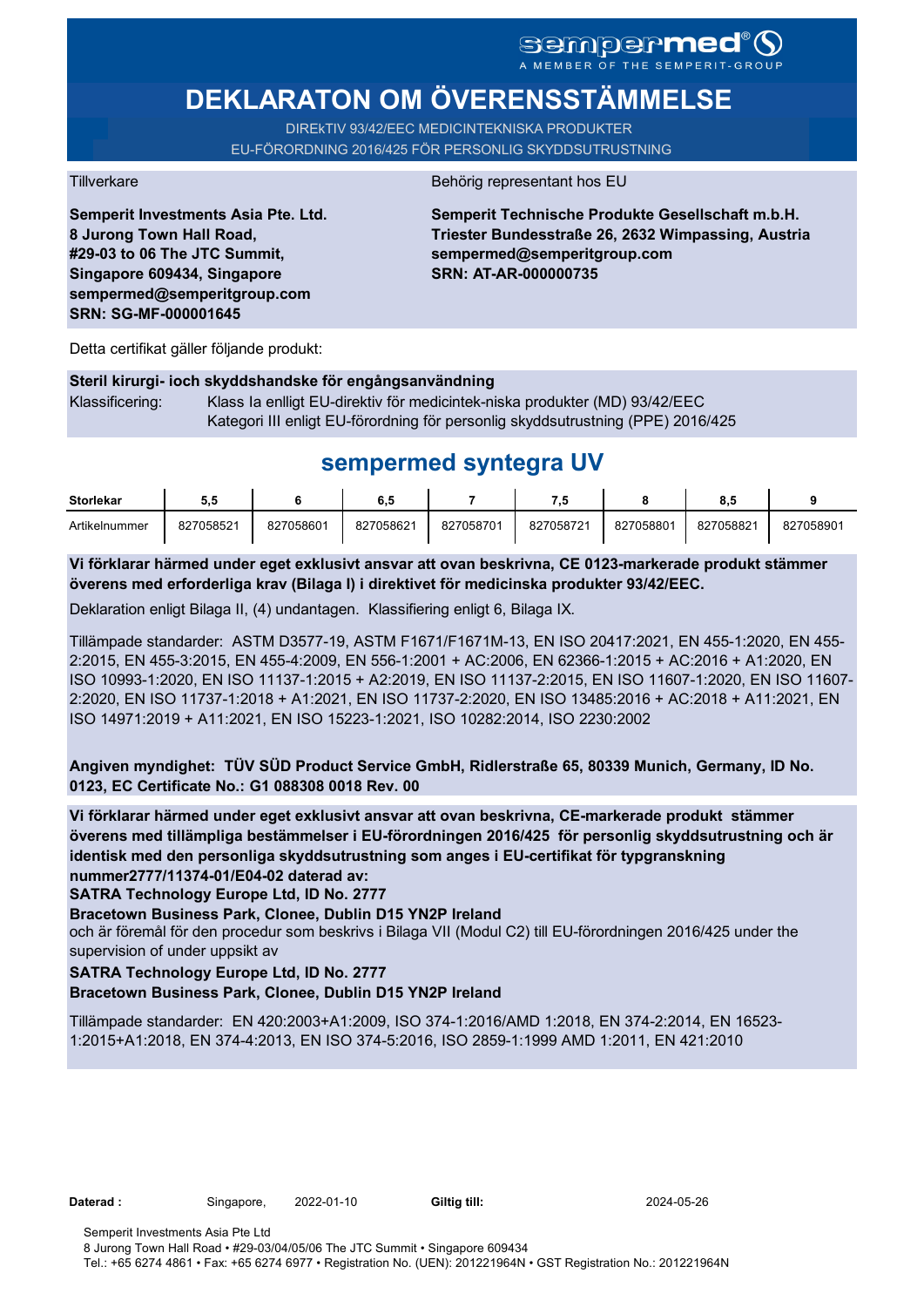sempermed®
A MEMBER OF THE SEMPERIT-GROUP

# DEKLARATON OM ÖVERENSSTÄMMELSE

DIREkTIV 93/42/EEC MEDICINTEKNISKA PRODUKTER
EU-FÖRORDNING 2016/425 FÖR PERSONLIG SKYDDSUTRUSTNING

Tillverkare

**Semperit Investments Asia Pte. Ltd.**
**8 Jurong Town Hall Road,**
**#29-03 to 06 The JTC Summit,**
**Singapore 609434, Singapore**
**sempermed@semperitgroup.com**
**SRN: SG-MF-000001645**

Behörig representant hos EU

**Semperit Technische Produkte Gesellschaft m.b.H.**
**Triester Bundesstraße 26, 2632 Wimpassing, Austria**
**sempermed@semperitgroup.com**
**SRN: AT-AR-000000735**

Detta certifikat gäller följande produkt:

**Steril kirurgi- ioch skyddshandske för engångsanvändning**

Klassificering: Klass Ia enlligt EU-direktiv för medicintek-niska produkter (MD) 93/42/EEC
Kategori III enligt EU-förordning för personlig skyddsutrustning (PPE) 2016/425

## sempermed syntegra UV

| Storlekar | 5,5 | 6 | 6,5 | 7 | 7,5 | 8 | 8,5 | 9 |
|---|---|---|---|---|---|---|---|---|
| Artikelnummer | 827058521 | 827058601 | 827058621 | 827058701 | 827058721 | 827058801 | 827058821 | 827058901 |

**Vi förklarar härmed under eget exklusivt ansvar att ovan beskrivna, CE 0123-markerade produkt stämmer överens med erforderliga krav (Bilaga I) i direktivet för medicinska produkter 93/42/EEC.**

Deklaration enligt Bilaga II, (4) undantagen. Klassifiering enligt 6, Bilaga IX.

Tillämpade standarder: ASTM D3577-19, ASTM F1671/F1671M-13, EN ISO 20417:2021, EN 455-1:2020, EN 455-2:2015, EN 455-3:2015, EN 455-4:2009, EN 556-1:2001 + AC:2006, EN 62366-1:2015 + AC:2016 + A1:2020, EN ISO 10993-1:2020, EN ISO 11137-1:2015 + A2:2019, EN ISO 11137-2:2015, EN ISO 11607-1:2020, EN ISO 11607-2:2020, EN ISO 11737-1:2018 + A1:2021, EN ISO 11737-2:2020, EN ISO 13485:2016 + AC:2018 + A11:2021, EN ISO 14971:2019 + A11:2021, EN ISO 15223-1:2021, ISO 10282:2014, ISO 2230:2002

**Angiven myndighet: TÜV SÜD Product Service GmbH, Ridlerstraße 65, 80339 Munich, Germany, ID No. 0123, EC Certificate No.: G1 088308 0018 Rev. 00**

**Vi förklarar härmed under eget exklusivt ansvar att ovan beskrivna, CE-markerade produkt stämmer överens med tillämpliga bestämmelser i EU-förordningen 2016/425 för personlig skyddsutrustning och är identisk med den personliga skyddsutrustning som anges i EU-certifikat för typgranskning nummer2777/11374-01/E04-02 daterad av:**
**SATRA Technology Europe Ltd, ID No. 2777**
**Bracetown Business Park, Clonee, Dublin D15 YN2P Ireland**
och är föremål för den procedur som beskrivs i Bilaga VII (Modul C2) till EU-förordningen 2016/425 under the supervision of under uppsikt av
**SATRA Technology Europe Ltd, ID No. 2777**
**Bracetown Business Park, Clonee, Dublin D15 YN2P Ireland**

Tillämpade standarder: EN 420:2003+A1:2009, ISO 374-1:2016/AMD 1:2018, EN 374-2:2014, EN 16523-1:2015+A1:2018, EN 374-4:2013, EN ISO 374-5:2016, ISO 2859-1:1999 AMD 1:2011, EN 421:2010

**Daterad :** Singapore, 2022-01-10 **Giltig till:** 2024-05-26

Semperit Investments Asia Pte Ltd
8 Jurong Town Hall Road • #29-03/04/05/06 The JTC Summit • Singapore 609434
Tel.: +65 6274 4861 • Fax: +65 6274 6977 • Registration No. (UEN): 201221964N • GST Registration No.: 201221964N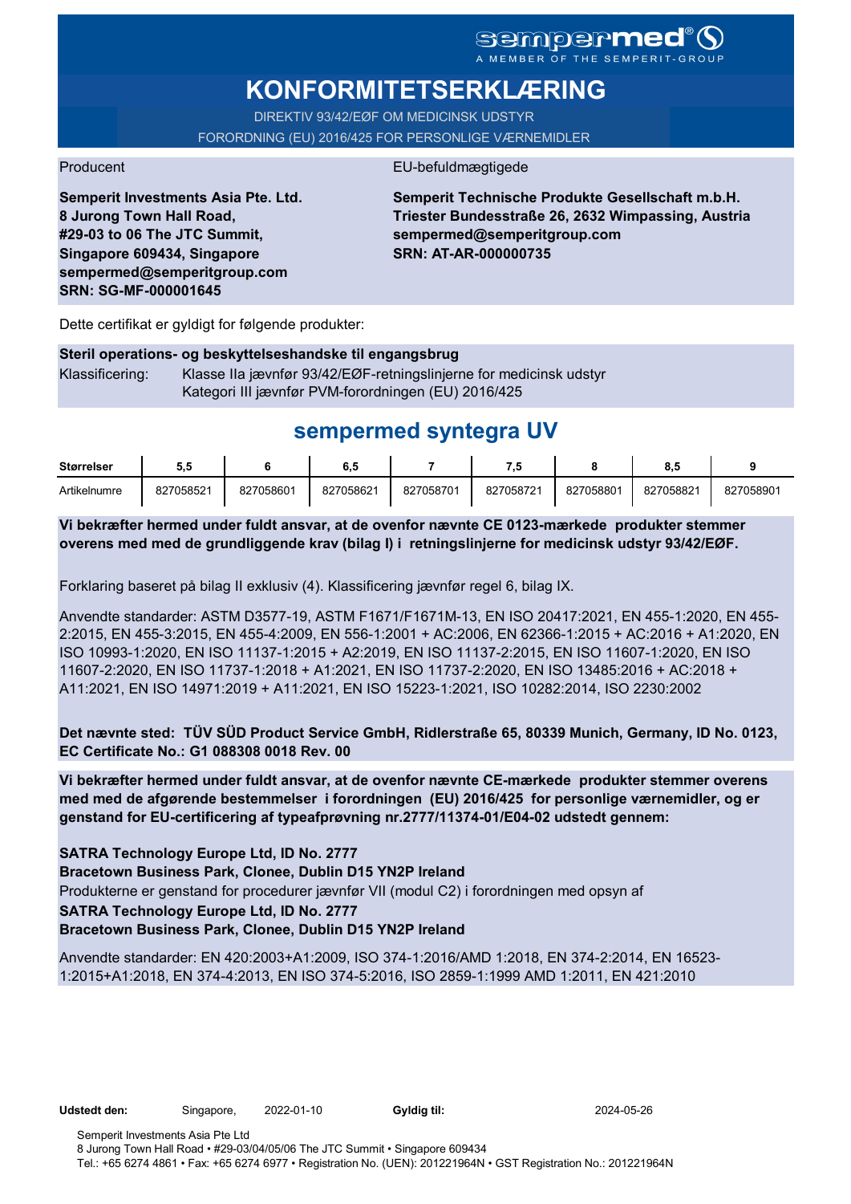sempermed®
A MEMBER OF THE SEMPERIT-GROUP

# KONFORMITETSERKLÆRING

DIREKTIV 93/42/EØF OM MEDICINSK UDSTYR
FORORDNING (EU) 2016/425 FOR PERSONLIGE VÆRNEMIDLER

Producent

**Semperit Investments Asia Pte. Ltd.**
**8 Jurong Town Hall Road,**
**#29-03 to 06 The JTC Summit,**
**Singapore 609434, Singapore**
**sempermed@semperitgroup.com**
**SRN: SG-MF-000001645**

EU-befuldmægtigede

**Semperit Technische Produkte Gesellschaft m.b.H.**
**Triester Bundesstraße 26, 2632 Wimpassing, Austria**
**sempermed@semperitgroup.com**
**SRN: AT-AR-000000735**

Dette certifikat er gyldigt for følgende produkter:

**Steril operations- og beskyttelseshandske til engangsbrug**

Klassificering: Klasse IIa jævnfør 93/42/EØF-retningslinjerne for medicinsk udstyr
Kategori III jævnfør PVM-forordningen (EU) 2016/425

## sempermed syntegra UV

| Størrelser | 5,5 | 6 | 6,5 | 7 | 7,5 | 8 | 8,5 | 9 |
|---|---|---|---|---|---|---|---|---|
| Artikelnumre | 827058521 | 827058601 | 827058621 | 827058701 | 827058721 | 827058801 | 827058821 | 827058901 |

**Vi bekræfter hermed under fuldt ansvar, at de ovenfor nævnte CE 0123-mærkede produkter stemmer overens med med de grundliggende krav (bilag I) i retningslinjerne for medicinsk udstyr 93/42/EØF.**

Forklaring baseret på bilag II exklusiv (4). Klassificering jævnfør regel 6, bilag IX.

Anvendte standarder: ASTM D3577-19, ASTM F1671/F1671M-13, EN ISO 20417:2021, EN 455-1:2020, EN 455-2:2015, EN 455-3:2015, EN 455-4:2009, EN 556-1:2001 + AC:2006, EN 62366-1:2015 + AC:2016 + A1:2020, EN ISO 10993-1:2020, EN ISO 11137-1:2015 + A2:2019, EN ISO 11137-2:2015, EN ISO 11607-1:2020, EN ISO 11607-2:2020, EN ISO 11737-1:2018 + A1:2021, EN ISO 11737-2:2020, EN ISO 13485:2016 + AC:2018 + A11:2021, EN ISO 14971:2019 + A11:2021, EN ISO 15223-1:2021, ISO 10282:2014, ISO 2230:2002

**Det nævnte sted: TÜV SÜD Product Service GmbH, Ridlerstraße 65, 80339 Munich, Germany, ID No. 0123, EC Certificate No.: G1 088308 0018 Rev. 00**

**Vi bekræfter hermed under fuldt ansvar, at de ovenfor nævnte CE-mærkede produkter stemmer overens med med de afgørende bestemmelser i forordningen (EU) 2016/425 for personlige værnemidler, og er genstand for EU-certificering af typeafprøvning nr.2777/11374-01/E04-02 udstedt gennem:**

**SATRA Technology Europe Ltd, ID No. 2777**
**Bracetown Business Park, Clonee, Dublin D15 YN2P Ireland**
Produkterne er genstand for procedurer jævnfør VII (modul C2) i forordningen med opsyn af
**SATRA Technology Europe Ltd, ID No. 2777**
**Bracetown Business Park, Clonee, Dublin D15 YN2P Ireland**

Anvendte standarder: EN 420:2003+A1:2009, ISO 374-1:2016/AMD 1:2018, EN 374-2:2014, EN 16523-1:2015+A1:2018, EN 374-4:2013, EN ISO 374-5:2016, ISO 2859-1:1999 AMD 1:2011, EN 421:2010

**Udstedt den:** Singapore, 2022-01-10 **Gyldig til:** 2024-05-26

Semperit Investments Asia Pte Ltd
8 Jurong Town Hall Road • #29-03/04/05/06 The JTC Summit • Singapore 609434
Tel.: +65 6274 4861 • Fax: +65 6274 6977 • Registration No. (UEN): 201221964N • GST Registration No.: 201221964N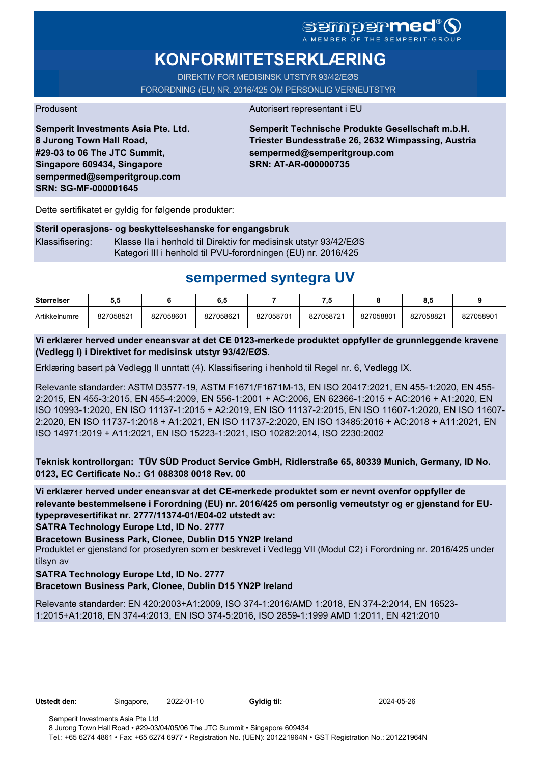sempermed®
A MEMBER OF THE SEMPERIT-GROUP

# KONFORMITETSERKLÆRING

DIREKTIV FOR MEDISINSK UTSTYR 93/42/EØS
FORORDNING (EU) NR. 2016/425 OM PERSONLIG VERNEUTSTYR

Produsent

**Semperit Investments Asia Pte. Ltd.**
**8 Jurong Town Hall Road,**
**#29-03 to 06 The JTC Summit,**
**Singapore 609434, Singapore**
**sempermed@semperitgroup.com**
**SRN: SG-MF-000001645**

Autorisert representant i EU

**Semperit Technische Produkte Gesellschaft m.b.H.**
**Triester Bundesstraße 26, 2632 Wimpassing, Austria**
**sempermed@semperitgroup.com**
**SRN: AT-AR-000000735**

Dette sertifikatet er gyldig for følgende produkter:

**Steril operasjons- og beskyttelseshanske for engangsbruk**

Klassifisering: Klasse IIa i henhold til Direktiv for medisinsk utstyr 93/42/EØS
Kategori III i henhold til PVU-forordningen (EU) nr. 2016/425

## sempermed syntegra UV

| Størrelser | 5,5 | 6 | 6,5 | 7 | 7,5 | 8 | 8,5 | 9 |
|---|---|---|---|---|---|---|---|---|
| Artikkelnumre | 827058521 | 827058601 | 827058621 | 827058701 | 827058721 | 827058801 | 827058821 | 827058901 |

**Vi erklærer herved under eneansvar at det CE 0123-merkede produktet oppfyller de grunnleggende kravene (Vedlegg I) i Direktivet for medisinsk utstyr 93/42/EØS.**

Erklæring basert på Vedlegg II unntatt (4). Klassifisering i henhold til Regel nr. 6, Vedlegg IX.

Relevante standarder: ASTM D3577-19, ASTM F1671/F1671M-13, EN ISO 20417:2021, EN 455-1:2020, EN 455-2:2015, EN 455-3:2015, EN 455-4:2009, EN 556-1:2001 + AC:2006, EN 62366-1:2015 + AC:2016 + A1:2020, EN ISO 10993-1:2020, EN ISO 11137-1:2015 + A2:2019, EN ISO 11137-2:2015, EN ISO 11607-1:2020, EN ISO 11607-2:2020, EN ISO 11737-1:2018 + A1:2021, EN ISO 11737-2:2020, EN ISO 13485:2016 + AC:2018 + A11:2021, EN ISO 14971:2019 + A11:2021, EN ISO 15223-1:2021, ISO 10282:2014, ISO 2230:2002

**Teknisk kontrollorgan: TÜV SÜD Product Service GmbH, Ridlerstraße 65, 80339 Munich, Germany, ID No. 0123, EC Certificate No.: G1 088308 0018 Rev. 00**

**Vi erklærer herved under eneansvar at det CE-merkede produktet som er nevnt ovenfor oppfyller de relevante bestemmelsene i Forordning (EU) nr. 2016/425 om personlig verneutstyr og er gjenstand for EU-typeprøvesertifikat nr. 2777/11374-01/E04-02 utstedt av:**
**SATRA Technology Europe Ltd, ID No. 2777**
**Bracetown Business Park, Clonee, Dublin D15 YN2P Ireland**
Produktet er gjenstand for prosedyren som er beskrevet i Vedlegg VII (Modul C2) i Forordning nr. 2016/425 under tilsyn av
**SATRA Technology Europe Ltd, ID No. 2777**
**Bracetown Business Park, Clonee, Dublin D15 YN2P Ireland**

Relevante standarder: EN 420:2003+A1:2009, ISO 374-1:2016/AMD 1:2018, EN 374-2:2014, EN 16523-1:2015+A1:2018, EN 374-4:2013, EN ISO 374-5:2016, ISO 2859-1:1999 AMD 1:2011, EN 421:2010

**Utstedt den:** Singapore, 2022-01-10 **Gyldig til:** 2024-05-26

Semperit Investments Asia Pte Ltd
8 Jurong Town Hall Road • #29-03/04/05/06 The JTC Summit • Singapore 609434
Tel.: +65 6274 4861 • Fax: +65 6274 6977 • Registration No. (UEN): 201221964N • GST Registration No.: 201221964N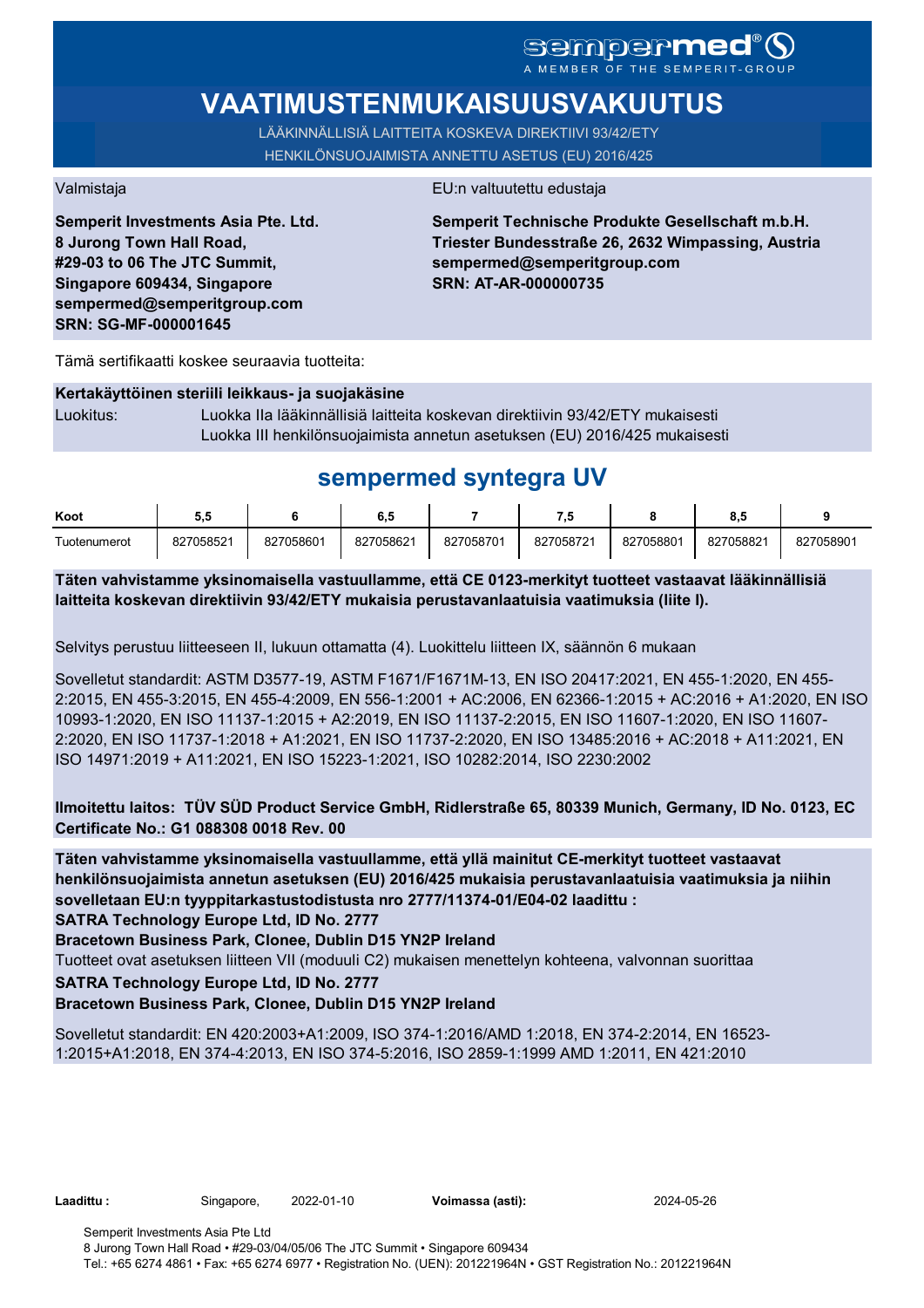sempermed®
A MEMBER OF THE SEMPERIT-GROUP

# VAATIMUSTENMUKAISUUSVAKUUTUS

LÄÄKINNÄLLISIÄ LAITTEITA KOSKEVA DIREKTIIVI 93/42/ETY
HENKILÖNSUOJAIMISTA ANNETTU ASETUS (EU) 2016/425

Valmistaja

**Semperit Investments Asia Pte. Ltd.**
**8 Jurong Town Hall Road,**
**#29-03 to 06 The JTC Summit,**
**Singapore 609434, Singapore**
**sempermed@semperitgroup.com**
**SRN: SG-MF-000001645**

EU:n valtuutettu edustaja

**Semperit Technische Produkte Gesellschaft m.b.H.**
**Triester Bundesstraße 26, 2632 Wimpassing, Austria**
**sempermed@semperitgroup.com**
**SRN: AT-AR-000000735**

Tämä sertifikaatti koskee seuraavia tuotteita:

**Kertakäyttöinen steriili leikkaus- ja suojakäsine**

Luokitus: Luokka IIa lääkinnällisiä laitteita koskevan direktiivin 93/42/ETY mukaisesti
Luokka III henkilönsuojaimista annetun asetuksen (EU) 2016/425 mukaisesti

## sempermed syntegra UV

| Koot | 5,5 | 6 | 6,5 | 7 | 7,5 | 8 | 8,5 | 9 |
|---|---|---|---|---|---|---|---|---|
| Tuotenumerot | 827058521 | 827058601 | 827058621 | 827058701 | 827058721 | 827058801 | 827058821 | 827058901 |

**Täten vahvistamme yksinomaisella vastuullamme, että CE 0123-merkityt tuotteet vastaavat lääkinnällisiä laitteita koskevan direktiivin 93/42/ETY mukaisia perustavanlaatuisia vaatimuksia (liite I).**

Selvitys perustuu liitteeseen II, lukuun ottamatta (4). Luokittelu liitteen IX, säännön 6 mukaan

Sovelletut standardit: ASTM D3577-19, ASTM F1671/F1671M-13, EN ISO 20417:2021, EN 455-1:2020, EN 455-2:2015, EN 455-3:2015, EN 455-4:2009, EN 556-1:2001 + AC:2006, EN 62366-1:2015 + AC:2016 + A1:2020, EN ISO 10993-1:2020, EN ISO 11137-1:2015 + A2:2019, EN ISO 11137-2:2015, EN ISO 11607-1:2020, EN ISO 11607-2:2020, EN ISO 11737-1:2018 + A1:2021, EN ISO 11737-2:2020, EN ISO 13485:2016 + AC:2018 + A11:2021, EN ISO 14971:2019 + A11:2021, EN ISO 15223-1:2021, ISO 10282:2014, ISO 2230:2002

**Ilmoitettu laitos: TÜV SÜD Product Service GmbH, Ridlerstraße 65, 80339 Munich, Germany, ID No. 0123, EC Certificate No.: G1 088308 0018 Rev. 00**

**Täten vahvistamme yksinomaisella vastuullamme, että yllä mainitut CE-merkityt tuotteet vastaavat henkilönsuojaimista annetun asetuksen (EU) 2016/425 mukaisia perustavanlaatuisia vaatimuksia ja niihin sovelletaan EU:n tyyppitarkastustodistusta nro 2777/11374-01/E04-02 laadittu :**
**SATRA Technology Europe Ltd, ID No. 2777**
**Bracetown Business Park, Clonee, Dublin D15 YN2P Ireland**
Tuotteet ovat asetuksen liitteen VII (moduuli C2) mukaisen menettelyn kohteena, valvonnan suorittaa
**SATRA Technology Europe Ltd, ID No. 2777**
**Bracetown Business Park, Clonee, Dublin D15 YN2P Ireland**

Sovelletut standardit: EN 420:2003+A1:2009, ISO 374-1:2016/AMD 1:2018, EN 374-2:2014, EN 16523-1:2015+A1:2018, EN 374-4:2013, EN ISO 374-5:2016, ISO 2859-1:1999 AMD 1:2011, EN 421:2010

**Laadittu :** Singapore, 2022-01-10 **Voimassa (asti):** 2024-05-26

Semperit Investments Asia Pte Ltd
8 Jurong Town Hall Road • #29-03/04/05/06 The JTC Summit • Singapore 609434
Tel.: +65 6274 4861 • Fax: +65 6274 6977 • Registration No. (UEN): 201221964N • GST Registration No.: 201221964N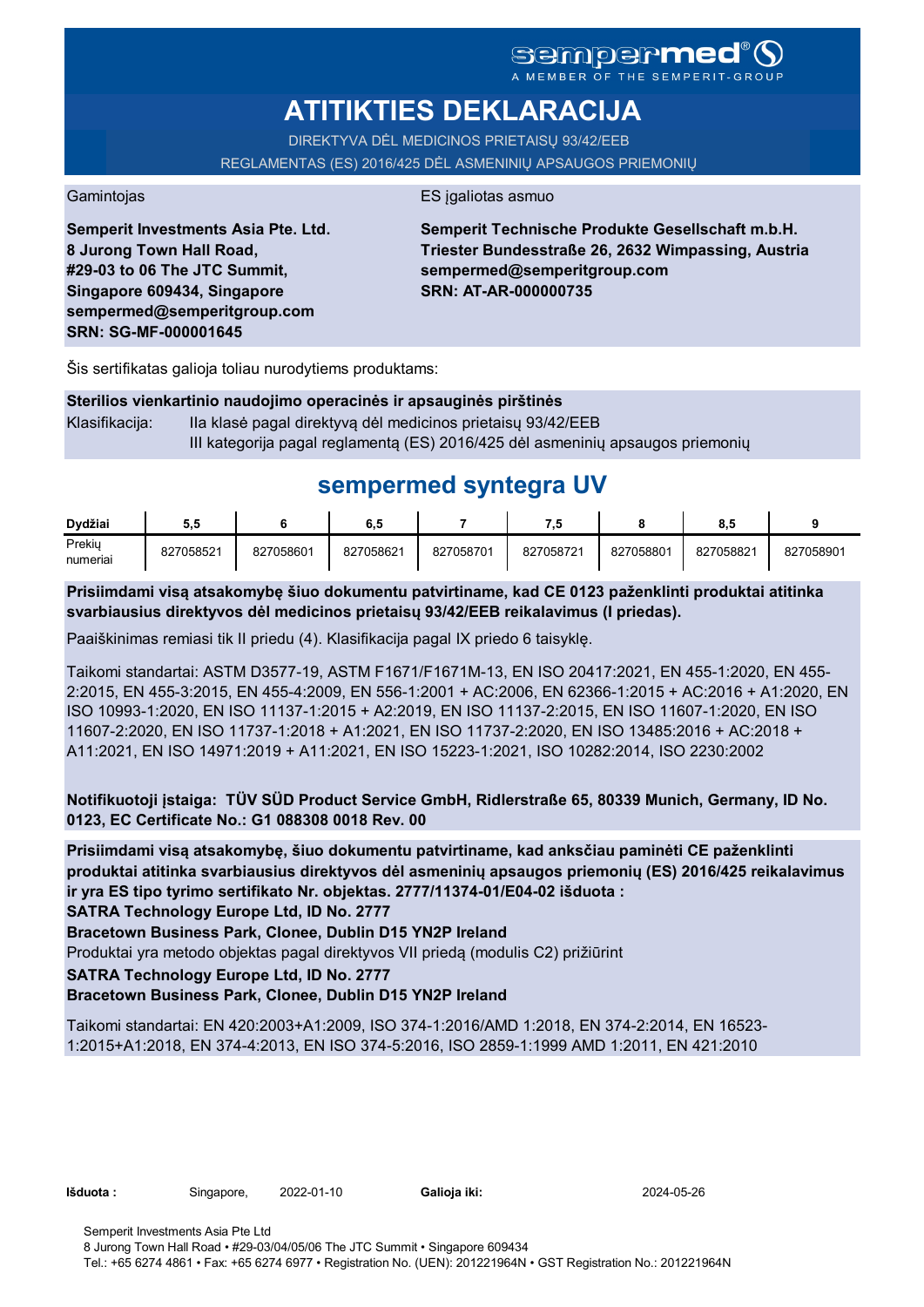sempermed®
A MEMBER OF THE SEMPERIT-GROUP

# ATITIKTIES DEKLARACIJA

DIREKTYVA DĖL MEDICINOS PRIETAISŲ 93/42/EEB
REGLAMENTAS (ES) 2016/425 DĖL ASMENINIŲ APSAUGOS PRIEMONIŲ

Gamintojas

**Semperit Investments Asia Pte. Ltd.**
**8 Jurong Town Hall Road,**
**#29-03 to 06 The JTC Summit,**
**Singapore 609434, Singapore**
**sempermed@semperitgroup.com**
**SRN: SG-MF-000001645**

ES įgaliotas asmuo

**Semperit Technische Produkte Gesellschaft m.b.H.**
**Triester Bundesstraße 26, 2632 Wimpassing, Austria**
**sempermed@semperitgroup.com**
**SRN: AT-AR-000000735**

Šis sertifikatas galioja toliau nurodytiems produktams:

**Sterilios vienkartinio naudojimo operacinės ir apsauginės pirštinės**

Klasifikacija: IIa klasė pagal direktyvą dėl medicinos prietaisų 93/42/EEB
III kategorija pagal reglamentą (ES) 2016/425 dėl asmeninių apsaugos priemonių

## sempermed syntegra UV

| Dydžiai | 5,5 | 6 | 6,5 | 7 | 7,5 | 8 | 8,5 | 9 |
|---|---|---|---|---|---|---|---|---|
| Prekių numeriai | 827058521 | 827058601 | 827058621 | 827058701 | 827058721 | 827058801 | 827058821 | 827058901 |

**Prisiimdami visą atsakomybę šiuo dokumentu patvirtiname, kad CE 0123 paženklinti produktai atitinka svarbiausius direktyvos dėl medicinos prietaisų 93/42/EEB reikalavimus (I priedas).**

Paaiškinimas remiasi tik II priedu (4). Klasifikacija pagal IX priedo 6 taisyklę.

Taikomi standartai: ASTM D3577-19, ASTM F1671/F1671M-13, EN ISO 20417:2021, EN 455-1:2020, EN 455-2:2015, EN 455-3:2015, EN 455-4:2009, EN 556-1:2001 + AC:2006, EN 62366-1:2015 + AC:2016 + A1:2020, EN ISO 10993-1:2020, EN ISO 11137-1:2015 + A2:2019, EN ISO 11137-2:2015, EN ISO 11607-1:2020, EN ISO 11607-2:2020, EN ISO 11737-1:2018 + A1:2021, EN ISO 11737-2:2020, EN ISO 13485:2016 + AC:2018 + A11:2021, EN ISO 14971:2019 + A11:2021, EN ISO 15223-1:2021, ISO 10282:2014, ISO 2230:2002

**Notifikuotoji įstaiga: TÜV SÜD Product Service GmbH, Ridlerstraße 65, 80339 Munich, Germany, ID No. 0123, EC Certificate No.: G1 088308 0018 Rev. 00**

**Prisiimdami visą atsakomybę, šiuo dokumentu patvirtiname, kad anksčiau paminėti CE paženklinti produktai atitinka svarbiausius direktyvos dėl asmeninių apsaugos priemonių (ES) 2016/425 reikalavimus ir yra ES tipo tyrimo sertifikato Nr. objektas. 2777/11374-01/E04-02 išduota :**
**SATRA Technology Europe Ltd, ID No. 2777**
**Bracetown Business Park, Clonee, Dublin D15 YN2P Ireland**
Produktai yra metodo objektas pagal direktyvos VII priedą (modulis C2) prižiūrint
**SATRA Technology Europe Ltd, ID No. 2777**
**Bracetown Business Park, Clonee, Dublin D15 YN2P Ireland**

Taikomi standartai: EN 420:2003+A1:2009, ISO 374-1:2016/AMD 1:2018, EN 374-2:2014, EN 16523-1:2015+A1:2018, EN 374-4:2013, EN ISO 374-5:2016, ISO 2859-1:1999 AMD 1:2011, EN 421:2010

**Išduota :** Singapore, 2022-01-10 **Galioja iki:** 2024-05-26

Semperit Investments Asia Pte Ltd
8 Jurong Town Hall Road • #29-03/04/05/06 The JTC Summit • Singapore 609434
Tel.: +65 6274 4861 • Fax: +65 6274 6977 • Registration No. (UEN): 201221964N • GST Registration No.: 201221964N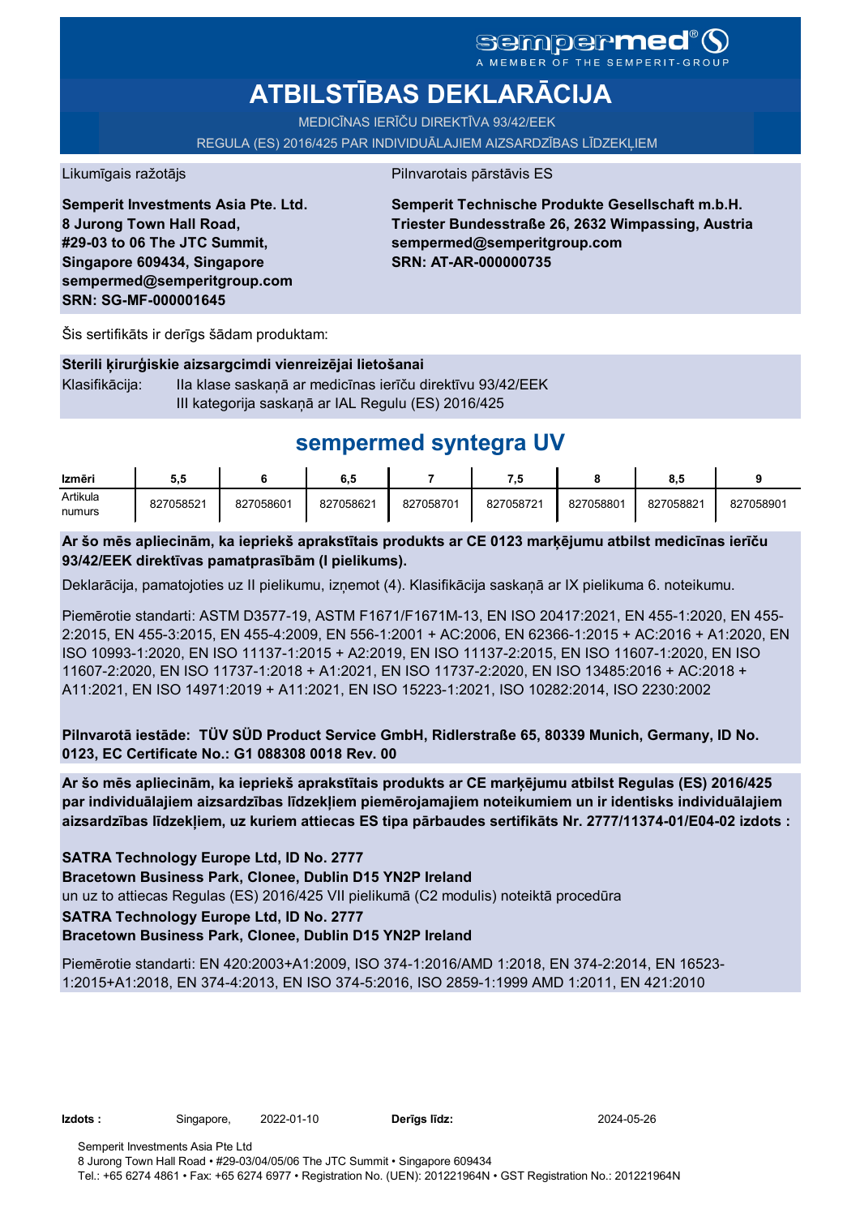sempermed®

A MEMBER OF THE SEMPERIT-GROUP

# ATBILSTĪBAS DEKLARĀCIJA

MEDICĪNAS IERĪČU DIREKTĪVA 93/42/EEK

REGULA (ES) 2016/425 PAR INDIVIDUĀLAJIEM AIZSARDZĪBAS LĪDZEKĻIEM

Likumīgais ražotājs

**Semperit Investments Asia Pte. Ltd.**
**8 Jurong Town Hall Road,**
**#29-03 to 06 The JTC Summit,**
**Singapore 609434, Singapore**
**sempermed@semperitgroup.com**
**SRN: SG-MF-000001645**

Pilnvarotais pārstāvis ES

**Semperit Technische Produkte Gesellschaft m.b.H.**
**Triester Bundesstraße 26, 2632 Wimpassing, Austria**
**sempermed@semperitgroup.com**
**SRN: AT-AR-000000735**

Šis sertifikāts ir derīgs šādam produktam:

**Sterili ķirurģiskie aizsargcimdi vienreizējai lietošanai**

Klasifikācija: IIa klase saskaņā ar medicīnas ierīču direktīvu 93/42/EEK
III kategorija saskaņā ar IAL Regulu (ES) 2016/425

## sempermed syntegra UV

| Izmēri | 5,5 | 6 | 6,5 | 7 | 7,5 | 8 | 8,5 | 9 |
|---|---|---|---|---|---|---|---|---|
| Artikula numurs | 827058521 | 827058601 | 827058621 | 827058701 | 827058721 | 827058801 | 827058821 | 827058901 |

**Ar šo mēs apliecinām, ka iepriekš aprakstītais produkts ar CE 0123 marķējumu atbilst medicīnas ierīču 93/42/EEK direktīvas pamatprasībām (I pielikums).**

Deklarācija, pamatojoties uz II pielikumu, izņemot (4). Klasifikācija saskaņā ar IX pielikuma 6. noteikumu.

Piemērotie standarti: ASTM D3577-19, ASTM F1671/F1671M-13, EN ISO 20417:2021, EN 455-1:2020, EN 455-2:2015, EN 455-3:2015, EN 455-4:2009, EN 556-1:2001 + AC:2006, EN 62366-1:2015 + AC:2016 + A1:2020, EN ISO 10993-1:2020, EN ISO 11137-1:2015 + A2:2019, EN ISO 11137-2:2015, EN ISO 11607-1:2020, EN ISO 11607-2:2020, EN ISO 11737-1:2018 + A1:2021, EN ISO 11737-2:2020, EN ISO 13485:2016 + AC:2018 + A11:2021, EN ISO 14971:2019 + A11:2021, EN ISO 15223-1:2021, ISO 10282:2014, ISO 2230:2002

**Pilnvarotā iestāde: TÜV SÜD Product Service GmbH, Ridlerstraße 65, 80339 Munich, Germany, ID No. 0123, EC Certificate No.: G1 088308 0018 Rev. 00**

**Ar šo mēs apliecinām, ka iepriekš aprakstītais produkts ar CE marķējumu atbilst Regulas (ES) 2016/425 par individuālajiem aizsardzības līdzekļiem piemērojamajiem noteikumiem un ir identisks individuālajiem aizsardzības līdzekļiem, uz kuriem attiecas ES tipa pārbaudes sertifikāts Nr. 2777/11374-01/E04-02 izdots :**

**SATRA Technology Europe Ltd, ID No. 2777**
**Bracetown Business Park, Clonee, Dublin D15 YN2P Ireland**
un uz to attiecas Regulas (ES) 2016/425 VII pielikumā (C2 modulis) noteiktā procedūra
**SATRA Technology Europe Ltd, ID No. 2777**
**Bracetown Business Park, Clonee, Dublin D15 YN2P Ireland**

Piemērotie standarti: EN 420:2003+A1:2009, ISO 374-1:2016/AMD 1:2018, EN 374-2:2014, EN 16523-1:2015+A1:2018, EN 374-4:2013, EN ISO 374-5:2016, ISO 2859-1:1999 AMD 1:2011, EN 421:2010

**Izdots :** Singapore, 2022-01-10 **Derīgs līdz:** 2024-05-26

Semperit Investments Asia Pte Ltd
8 Jurong Town Hall Road • #29-03/04/05/06 The JTC Summit • Singapore 609434
Tel.: +65 6274 4861 • Fax: +65 6274 6977 • Registration No. (UEN): 201221964N • GST Registration No.: 201221964N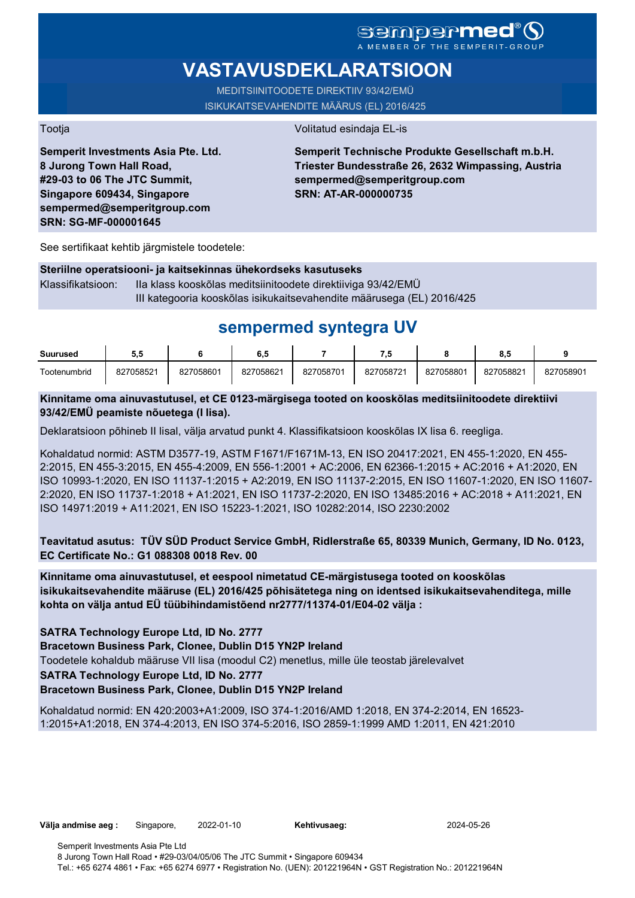sempermed®

A MEMBER OF THE SEMPERIT-GROUP

# VASTAVUSDEKLARATSIOON

MEDITSIINITOODETE DIREKTIIV 93/42/EMÜ

ISIKUKAITSEVAHENDITE MÄÄRUS (EL) 2016/425

Tootja

**Semperit Investments Asia Pte. Ltd.**
**8 Jurong Town Hall Road,**
**#29-03 to 06 The JTC Summit,**
**Singapore 609434, Singapore**
**sempermed@semperitgroup.com**
**SRN: SG-MF-000001645**

Volitatud esindaja EL-is

**Semperit Technische Produkte Gesellschaft m.b.H.**
**Triester Bundesstraße 26, 2632 Wimpassing, Austria**
**sempermed@semperitgroup.com**
**SRN: AT-AR-000000735**

See sertifikaat kehtib järgmistele toodetele:

**Steriilne operatsiooni- ja kaitsekinnas ühekordseks kasutuseks**

Klassifikatsioon: IIa klass kooskõlas meditsiinitoodete direktiiviga 93/42/EMÜ
III kategooria kooskõlas isikukaitsevahendite määrusega (EL) 2016/425

## sempermed syntegra UV

| Suurused | 5,5 | 6 | 6,5 | 7 | 7,5 | 8 | 8,5 | 9 |
|---|---|---|---|---|---|---|---|---|
| Tootenumbrid | 827058521 | 827058601 | 827058621 | 827058701 | 827058721 | 827058801 | 827058821 | 827058901 |

**Kinnitame oma ainuvastutusel, et CE 0123-märgisega tooted on kooskõlas meditsiinitoodete direktiivi 93/42/EMÜ peamiste nõuetega (I lisa).**

Deklaratsioon põhineb II lisal, välja arvatud punkt 4. Klassifikatsioon kooskõlas IX lisa 6. reegliga.

Kohaldatud normid: ASTM D3577-19, ASTM F1671/F1671M-13, EN ISO 20417:2021, EN 455-1:2020, EN 455-2:2015, EN 455-3:2015, EN 455-4:2009, EN 556-1:2001 + AC:2006, EN 62366-1:2015 + AC:2016 + A1:2020, EN ISO 10993-1:2020, EN ISO 11137-1:2015 + A2:2019, EN ISO 11137-2:2015, EN ISO 11607-1:2020, EN ISO 11607-2:2020, EN ISO 11737-1:2018 + A1:2021, EN ISO 11737-2:2020, EN ISO 13485:2016 + AC:2018 + A11:2021, EN ISO 14971:2019 + A11:2021, EN ISO 15223-1:2021, ISO 10282:2014, ISO 2230:2002

**Teavitatud asutus: TÜV SÜD Product Service GmbH, Ridlerstraße 65, 80339 Munich, Germany, ID No. 0123, EC Certificate No.: G1 088308 0018 Rev. 00**

**Kinnitame oma ainuvastutusel, et eespool nimetatud CE-märgistusega tooted on kooskõlas isikukaitsevahendite määruse (EL) 2016/425 põhisätetega ning on identsed isikukaitsevahenditega, mille kohta on välja antud EÜ tüübihindamistõend nr2777/11374-01/E04-02 välja :**

**SATRA Technology Europe Ltd, ID No. 2777**
**Bracetown Business Park, Clonee, Dublin D15 YN2P Ireland**
Toodetele kohaldub määruse VII lisa (moodul C2) menetlus, mille üle teostab järelevalvet
**SATRA Technology Europe Ltd, ID No. 2777**
**Bracetown Business Park, Clonee, Dublin D15 YN2P Ireland**

Kohaldatud normid: EN 420:2003+A1:2009, ISO 374-1:2016/AMD 1:2018, EN 374-2:2014, EN 16523-1:2015+A1:2018, EN 374-4:2013, EN ISO 374-5:2016, ISO 2859-1:1999 AMD 1:2011, EN 421:2010

**Välja andmise aeg :** Singapore, 2022-01-10 **Kehtivusaeg:** 2024-05-26

Semperit Investments Asia Pte Ltd
8 Jurong Town Hall Road • #29-03/04/05/06 The JTC Summit • Singapore 609434
Tel.: +65 6274 4861 • Fax: +65 6274 6977 • Registration No. (UEN): 201221964N • GST Registration No.: 201221964N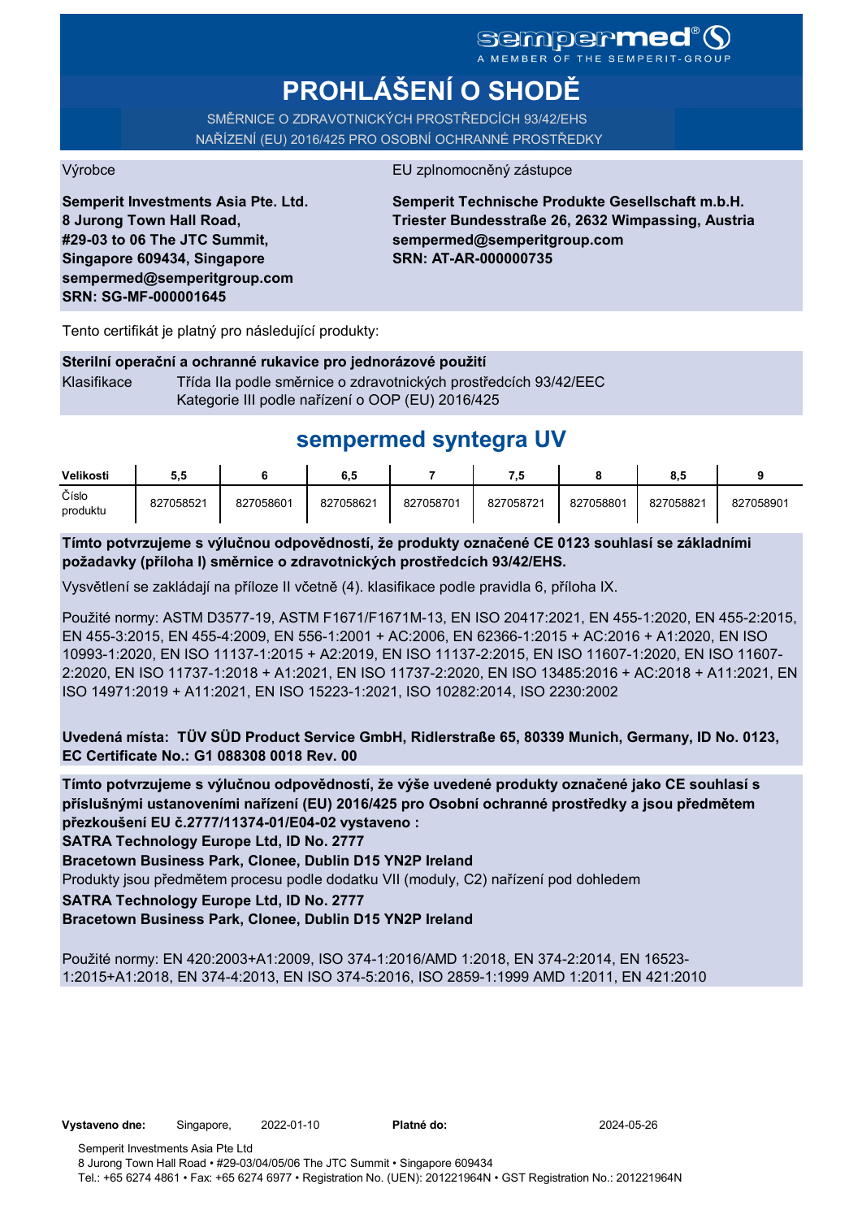sempermed®

A MEMBER OF THE SEMPERIT-GROUP

# PROHLÁŠENÍ O SHODĚ

SMĚRNICE O ZDRAVOTNICKÝCH PROSTŘEDCÍCH 93/42/EHS
NAŘÍZENÍ (EU) 2016/425 PRO OSOBNÍ OCHRANNÉ PROSTŘEDKY

Výrobce

**Semperit Investments Asia Pte. Ltd.**
**8 Jurong Town Hall Road,**
**#29-03 to 06 The JTC Summit,**
**Singapore 609434, Singapore**
**sempermed@semperitgroup.com**
**SRN: SG-MF-000001645**

EU zplnomocněný zástupce

**Semperit Technische Produkte Gesellschaft m.b.H.**
**Triester Bundesstraße 26, 2632 Wimpassing, Austria**
**sempermed@semperitgroup.com**
**SRN: AT-AR-000000735**

Tento certifikát je platný pro následující produkty:

**Sterilní operační a ochranné rukavice pro jednorázové použití**

Klasifikace: Třída IIa podle směrnice o zdravotnických prostředcích 93/42/EEC
Kategorie III podle nařízení o OOP (EU) 2016/425

## sempermed syntegra UV

| Velikosti | 5,5 | 6 | 6,5 | 7 | 7,5 | 8 | 8,5 | 9 |
|---|---|---|---|---|---|---|---|---|
| Číslo produktu | 827058521 | 827058601 | 827058621 | 827058701 | 827058721 | 827058801 | 827058821 | 827058901 |

**Tímto potvrzujeme s výlučnou odpovědností, že produkty označené CE 0123 souhlasí se základními požadavky (příloha I) směrnice o zdravotnických prostředcích 93/42/EHS.**

Vysvětlení se zakládají na příloze II včetně (4). klasifikace podle pravidla 6, příloha IX.

Použité normy: ASTM D3577-19, ASTM F1671/F1671M-13, EN ISO 20417:2021, EN 455-1:2020, EN 455-2:2015, EN 455-3:2015, EN 455-4:2009, EN 556-1:2001 + AC:2006, EN 62366-1:2015 + AC:2016 + A1:2020, EN ISO 10993-1:2020, EN ISO 11137-1:2015 + A2:2019, EN ISO 11137-2:2015, EN ISO 11607-1:2020, EN ISO 11607-2:2020, EN ISO 11737-1:2018 + A1:2021, EN ISO 11737-2:2020, EN ISO 13485:2016 + AC:2018 + A11:2021, EN ISO 14971:2019 + A11:2021, EN ISO 15223-1:2021, ISO 10282:2014, ISO 2230:2002

**Uvedená místa: TÜV SÜD Product Service GmbH, Ridlerstraße 65, 80339 Munich, Germany, ID No. 0123, EC Certificate No.: G1 088308 0018 Rev. 00**

**Tímto potvrzujeme s výlučnou odpovědností, že výše uvedené produkty označené jako CE souhlasí s příslušnými ustanoveními nařízení (EU) 2016/425 pro Osobní ochranné prostředky a jsou předmětem přezkoušení EU č.2777/11374-01/E04-02 vystaveno :**
**SATRA Technology Europe Ltd, ID No. 2777**
**Bracetown Business Park, Clonee, Dublin D15 YN2P Ireland**
Produkty jsou předmětem procesu podle dodatku VII (moduly, C2) nařízení pod dohledem
**SATRA Technology Europe Ltd, ID No. 2777**
**Bracetown Business Park, Clonee, Dublin D15 YN2P Ireland**

Použité normy: EN 420:2003+A1:2009, ISO 374-1:2016/AMD 1:2018, EN 374-2:2014, EN 16523-1:2015+A1:2018, EN 374-4:2013, EN ISO 374-5:2016, ISO 2859-1:1999 AMD 1:2011, EN 421:2010

**Vystaveno dne:** Singapore, 2022-01-10 **Platné do:** 2024-05-26

Semperit Investments Asia Pte Ltd
8 Jurong Town Hall Road • #29-03/04/05/06 The JTC Summit • Singapore 609434
Tel.: +65 6274 4861 • Fax: +65 6274 6977 • Registration No. (UEN): 201221964N • GST Registration No.: 201221964N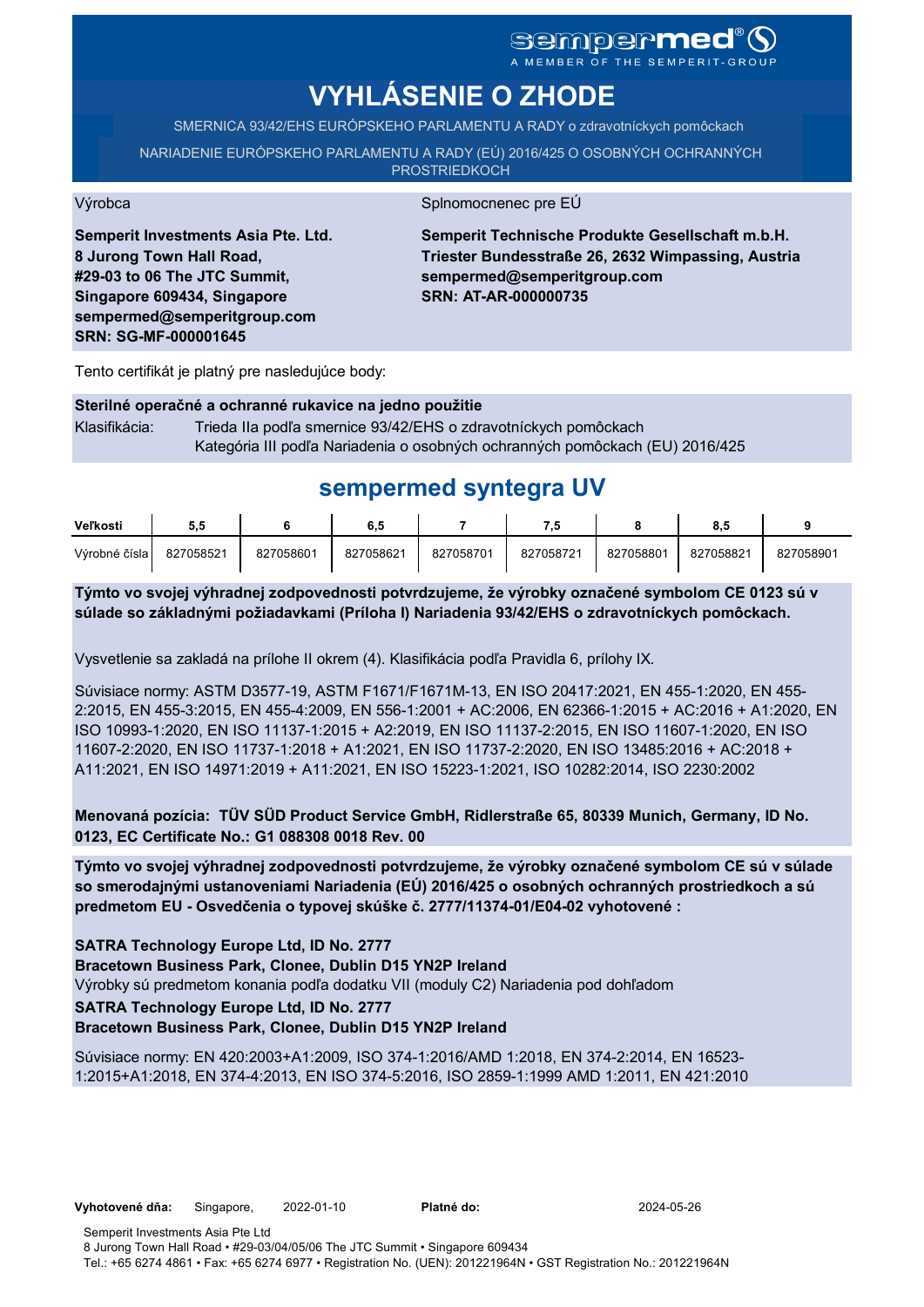sempermed®

A MEMBER OF THE SEMPERIT-GROUP

# VYHLÁSENIE O ZHODE

SMERNICA 93/42/EHS EURÓPSKEHO PARLAMENTU A RADY o zdravotníckych pomôckach

NARIADENIE EURÓPSKEHO PARLAMENTU A RADY (EÚ) 2016/425 O OSOBNÝCH OCHRANNÝCH PROSTRIEDKOCH

Výrobca

**Semperit Investments Asia Pte. Ltd.**
**8 Jurong Town Hall Road,**
**#29-03 to 06 The JTC Summit,**
**Singapore 609434, Singapore**
**sempermed@semperitgroup.com**
**SRN: SG-MF-000001645**

Splnomocnenec pre EÚ

**Semperit Technische Produkte Gesellschaft m.b.H.**
**Triester Bundesstraße 26, 2632 Wimpassing, Austria**
**sempermed@semperitgroup.com**
**SRN: AT-AR-000000735**

Tento certifikát je platný pre nasledujúce body:

**Sterilné operačné a ochranné rukavice na jedno použitie**

Klasifikácia: Trieda IIa podľa smernice 93/42/EHS o zdravotníckych pomôckach
Kategória III podľa Nariadenia o osobných ochranných pomôckach (EU) 2016/425

## sempermed syntegra UV

| Veľkosti | 5,5 | 6 | 6,5 | 7 | 7,5 | 8 | 8,5 | 9 |
|---|---|---|---|---|---|---|---|---|
| Výrobné čísla | 827058521 | 827058601 | 827058621 | 827058701 | 827058721 | 827058801 | 827058821 | 827058901 |

**Týmto vo svojej výhradnej zodpovednosti potvrdzujeme, že výrobky označené symbolom CE 0123 sú v súlade so základnými požiadavkami (Príloha I) Nariadenia 93/42/EHS o zdravotníckych pomôckach.**

Vysvetlenie sa zakladá na prílohe II okrem (4). Klasifikácia podľa Pravidla 6, prílohy IX.

Súvisiace normy: ASTM D3577-19, ASTM F1671/F1671M-13, EN ISO 20417:2021, EN 455-1:2020, EN 455-2:2015, EN 455-3:2015, EN 455-4:2009, EN 556-1:2001 + AC:2006, EN 62366-1:2015 + AC:2016 + A1:2020, EN ISO 10993-1:2020, EN ISO 11137-1:2015 + A2:2019, EN ISO 11137-2:2015, EN ISO 11607-1:2020, EN ISO 11607-2:2020, EN ISO 11737-1:2018 + A1:2021, EN ISO 11737-2:2020, EN ISO 13485:2016 + AC:2018 + A11:2021, EN ISO 14971:2019 + A11:2021, EN ISO 15223-1:2021, ISO 10282:2014, ISO 2230:2002

**Menovaná pozícia: TÜV SÜD Product Service GmbH, Ridlerstraße 65, 80339 Munich, Germany, ID No. 0123, EC Certificate No.: G1 088308 0018 Rev. 00**

**Týmto vo svojej výhradnej zodpovednosti potvrdzujeme, že výrobky označené symbolom CE sú v súlade so smerodajnými ustanoveniami Nariadenia (EÚ) 2016/425 o osobných ochranných prostriedkoch a sú predmetom EU - Osvedčenia o typovej skúške č. 2777/11374-01/E04-02 vyhotovené :**

**SATRA Technology Europe Ltd, ID No. 2777**
**Bracetown Business Park, Clonee, Dublin D15 YN2P Ireland**
Výrobky sú predmetom konania podľa dodatku VII (moduly C2) Nariadenia pod dohľadom
**SATRA Technology Europe Ltd, ID No. 2777**
**Bracetown Business Park, Clonee, Dublin D15 YN2P Ireland**

Súvisiace normy: EN 420:2003+A1:2009, ISO 374-1:2016/AMD 1:2018, EN 374-2:2014, EN 16523-1:2015+A1:2018, EN 374-4:2013, EN ISO 374-5:2016, ISO 2859-1:1999 AMD 1:2011, EN 421:2010

**Vyhotovené dňa:** Singapore, 2022-01-10 **Platné do:** 2024-05-26

Semperit Investments Asia Pte Ltd
8 Jurong Town Hall Road • #29-03/04/05/06 The JTC Summit • Singapore 609434
Tel.: +65 6274 4861 • Fax: +65 6274 6977 • Registration No. (UEN): 201221964N • GST Registration No.: 201221964N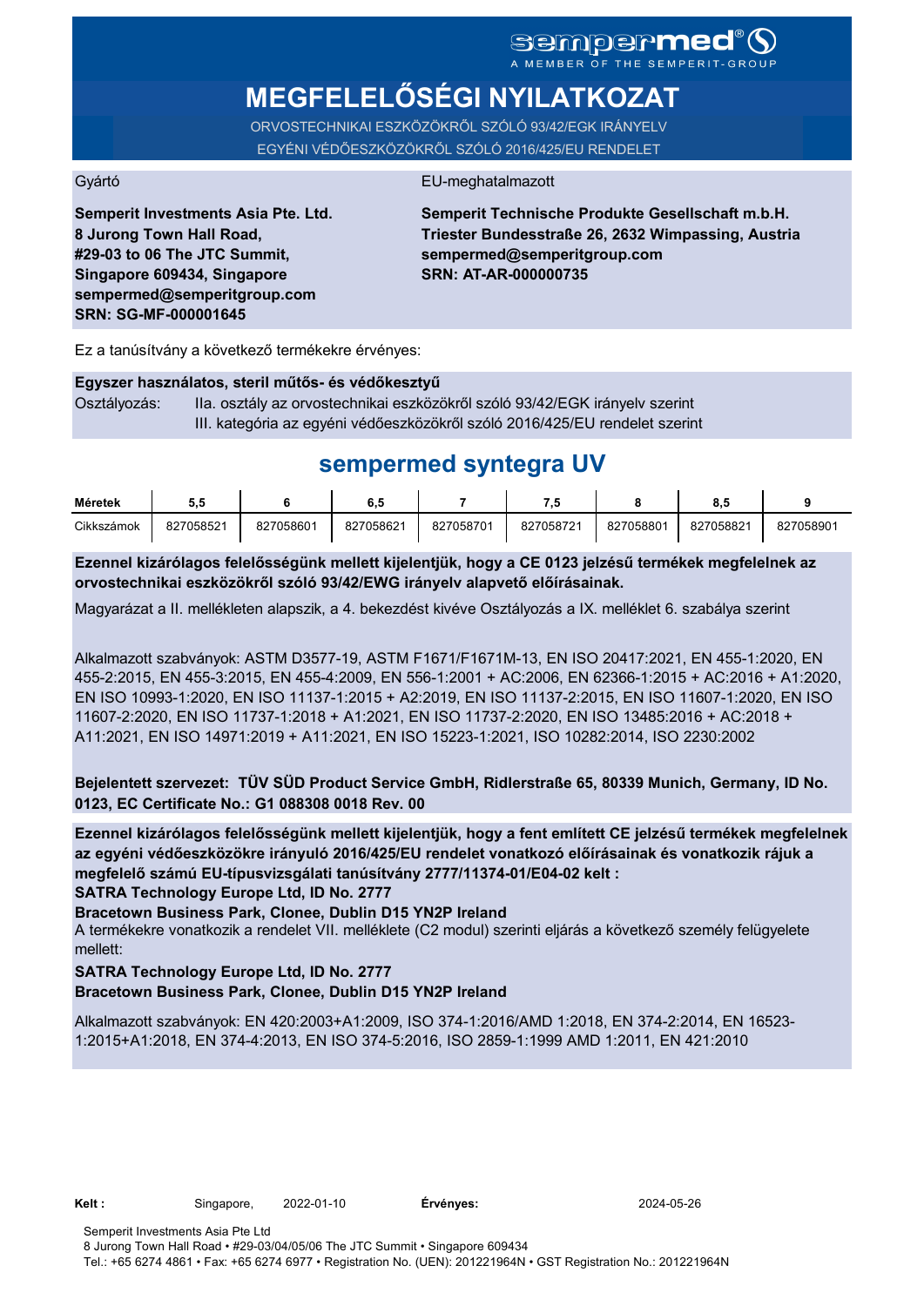sempermed®
A MEMBER OF THE SEMPERIT-GROUP

# MEGFELELŐSÉGI NYILATKOZAT

ORVOSTECHNIKAI ESZKÖZÖKRŐL SZÓLÓ 93/42/EGK IRÁNYELV
EGYÉNI VÉDŐESZKÖZÖKRŐL SZÓLÓ 2016/425/EU RENDELET

Gyártó

**Semperit Investments Asia Pte. Ltd.**
**8 Jurong Town Hall Road,**
**#29-03 to 06 The JTC Summit,**
**Singapore 609434, Singapore**
**sempermed@semperitgroup.com**
**SRN: SG-MF-000001645**

EU-meghatalmazott

**Semperit Technische Produkte Gesellschaft m.b.H.**
**Triester Bundesstraße 26, 2632 Wimpassing, Austria**
**sempermed@semperitgroup.com**
**SRN: AT-AR-000000735**

Ez a tanúsítvány a következő termékekre érvényes:

**Egyszer használatos, steril műtős- és védőkesztyű**

Osztályozás: IIa. osztály az orvostechnikai eszközökről szóló 93/42/EGK irányelv szerint
III. kategória az egyéni védőeszközökről szóló 2016/425/EU rendelet szerint

## sempermed syntegra UV

| Méretek | 5,5 | 6 | 6,5 | 7 | 7,5 | 8 | 8,5 | 9 |
|---|---|---|---|---|---|---|---|---|
| Cikkszámok | 827058521 | 827058601 | 827058621 | 827058701 | 827058721 | 827058801 | 827058821 | 827058901 |

**Ezennel kizárólagos felelősségünk mellett kijelentjük, hogy a CE 0123 jelzésű termékek megfelelnek az orvostechnikai eszközökről szóló 93/42/EWG irányelv alapvető előírásainak.**

Magyarázat a II. mellékleten alapszik, a 4. bekezdést kivéve Osztályozás a IX. melléklet 6. szabálya szerint

Alkalmazott szabványok: ASTM D3577-19, ASTM F1671/F1671M-13, EN ISO 20417:2021, EN 455-1:2020, EN 455-2:2015, EN 455-3:2015, EN 455-4:2009, EN 556-1:2001 + AC:2006, EN 62366-1:2015 + AC:2016 + A1:2020, EN ISO 10993-1:2020, EN ISO 11137-1:2015 + A2:2019, EN ISO 11137-2:2015, EN ISO 11607-1:2020, EN ISO 11607-2:2020, EN ISO 11737-1:2018 + A1:2021, EN ISO 11737-2:2020, EN ISO 13485:2016 + AC:2018 + A11:2021, EN ISO 14971:2019 + A11:2021, EN ISO 15223-1:2021, ISO 10282:2014, ISO 2230:2002

**Bejelentett szervezet: TÜV SÜD Product Service GmbH, Ridlerstraße 65, 80339 Munich, Germany, ID No. 0123, EC Certificate No.: G1 088308 0018 Rev. 00**

**Ezennel kizárólagos felelősségünk mellett kijelentjük, hogy a fent említett CE jelzésű termékek megfelelnek az egyéni védőeszközökre irányuló 2016/425/EU rendelet vonatkozó előírásainak és vonatkozik rájuk a megfelelő számú EU-típusvizsgálati tanúsítvány 2777/11374-01/E04-02 kelt :**
**SATRA Technology Europe Ltd, ID No. 2777**
**Bracetown Business Park, Clonee, Dublin D15 YN2P Ireland**

A termékekre vonatkozik a rendelet VII. melléklete (C2 modul) szerinti eljárás a következő személy felügyelete mellett:

**SATRA Technology Europe Ltd, ID No. 2777**
**Bracetown Business Park, Clonee, Dublin D15 YN2P Ireland**

Alkalmazott szabványok: EN 420:2003+A1:2009, ISO 374-1:2016/AMD 1:2018, EN 374-2:2014, EN 16523-1:2015+A1:2018, EN 374-4:2013, EN ISO 374-5:2016, ISO 2859-1:1999 AMD 1:2011, EN 421:2010

**Kelt :** Singapore, 2022-01-10 **Érvényes:** 2024-05-26

Semperit Investments Asia Pte Ltd
8 Jurong Town Hall Road • #29-03/04/05/06 The JTC Summit • Singapore 609434
Tel.: +65 6274 4861 • Fax: +65 6274 6977 • Registration No. (UEN): 201221964N • GST Registration No.: 201221964N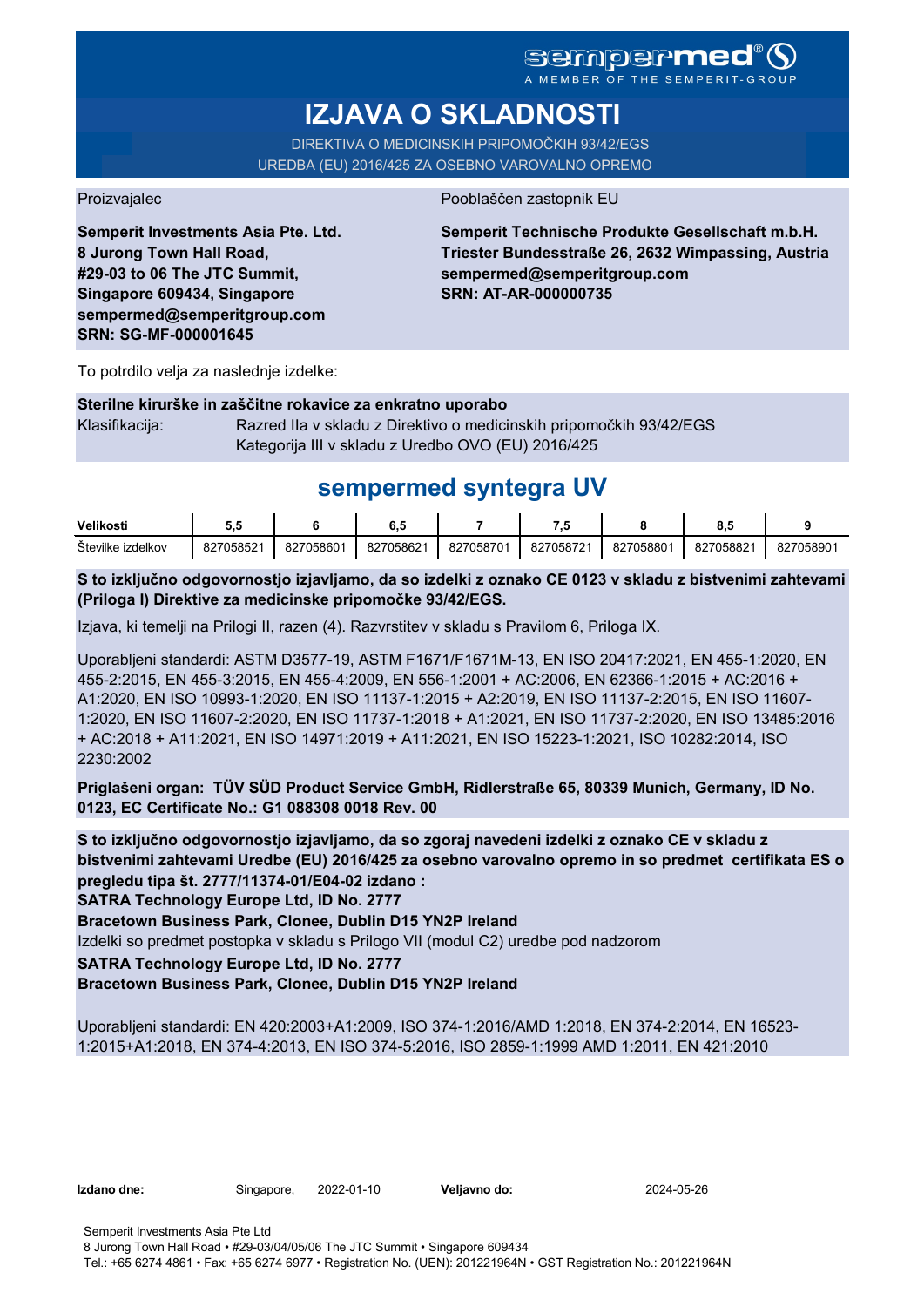sempermed®
A MEMBER OF THE SEMPERIT-GROUP

# IZJAVA O SKLADNOSTI

DIREKTIVA O MEDICINSKIH PRIPOMOČKIH 93/42/EGS
UREDBA (EU) 2016/425 ZA OSEBNO VAROVALNO OPREMO

Proizvajalec

**Semperit Investments Asia Pte. Ltd.**
**8 Jurong Town Hall Road,**
**#29-03 to 06 The JTC Summit,**
**Singapore 609434, Singapore**
**sempermed@semperitgroup.com**
**SRN: SG-MF-000001645**

Pooblaščen zastopnik EU

**Semperit Technische Produkte Gesellschaft m.b.H.**
**Triester Bundesstraße 26, 2632 Wimpassing, Austria**
**sempermed@semperitgroup.com**
**SRN: AT-AR-000000735**

To potrdilo velja za naslednje izdelke:

**Sterilne kirurške in zaščitne rokavice za enkratno uporabo**

Klasifikacija: Razred IIa v skladu z Direktivo o medicinskih pripomočkih 93/42/EGS
Kategorija III v skladu z Uredbo OVO (EU) 2016/425

## sempermed syntegra UV

| Velikosti | 5,5 | 6 | 6,5 | 7 | 7,5 | 8 | 8,5 | 9 |
|---|---|---|---|---|---|---|---|---|
| Številke izdelkov | 827058521 | 827058601 | 827058621 | 827058701 | 827058721 | 827058801 | 827058821 | 827058901 |

**S to izključno odgovornostjo izjavljamo, da so izdelki z oznako CE 0123 v skladu z bistvenimi zahtevami (Priloga I) Direktive za medicinske pripomočke 93/42/EGS.**

Izjava, ki temelji na Prilogi II, razen (4). Razvrstitev v skladu s Pravilom 6, Priloga IX.

Uporabljeni standardi: ASTM D3577-19, ASTM F1671/F1671M-13, EN ISO 20417:2021, EN 455-1:2020, EN 455-2:2015, EN 455-3:2015, EN 455-4:2009, EN 556-1:2001 + AC:2006, EN 62366-1:2015 + AC:2016 + A1:2020, EN ISO 10993-1:2020, EN ISO 11137-1:2015 + A2:2019, EN ISO 11137-2:2015, EN ISO 11607-1:2020, EN ISO 11607-2:2020, EN ISO 11737-1:2018 + A1:2021, EN ISO 11737-2:2020, EN ISO 13485:2016 + AC:2018 + A11:2021, EN ISO 14971:2019 + A11:2021, EN ISO 15223-1:2021, ISO 10282:2014, ISO 2230:2002

**Priglašeni organ: TÜV SÜD Product Service GmbH, Ridlerstraße 65, 80339 Munich, Germany, ID No. 0123, EC Certificate No.: G1 088308 0018 Rev. 00**

**S to izključno odgovornostjo izjavljamo, da so zgoraj navedeni izdelki z oznako CE v skladu z bistvenimi zahtevami Uredbe (EU) 2016/425 za osebno varovalno opremo in so predmet certifikata ES o pregledu tipa št. 2777/11374-01/E04-02 izdano :**
**SATRA Technology Europe Ltd, ID No. 2777**
**Bracetown Business Park, Clonee, Dublin D15 YN2P Ireland**
Izdelki so predmet postopka v skladu s Prilogo VII (modul C2) uredbe pod nadzorom
**SATRA Technology Europe Ltd, ID No. 2777**
**Bracetown Business Park, Clonee, Dublin D15 YN2P Ireland**

Uporabljeni standardi: EN 420:2003+A1:2009, ISO 374-1:2016/AMD 1:2018, EN 374-2:2014, EN 16523-1:2015+A1:2018, EN 374-4:2013, EN ISO 374-5:2016, ISO 2859-1:1999 AMD 1:2011, EN 421:2010

**Izdano dne:** Singapore, 2022-01-10 **Veljavno do:** 2024-05-26

Semperit Investments Asia Pte Ltd
8 Jurong Town Hall Road • #29-03/04/05/06 The JTC Summit • Singapore 609434
Tel.: +65 6274 4861 • Fax: +65 6274 6977 • Registration No. (UEN): 201221964N • GST Registration No.: 201221964N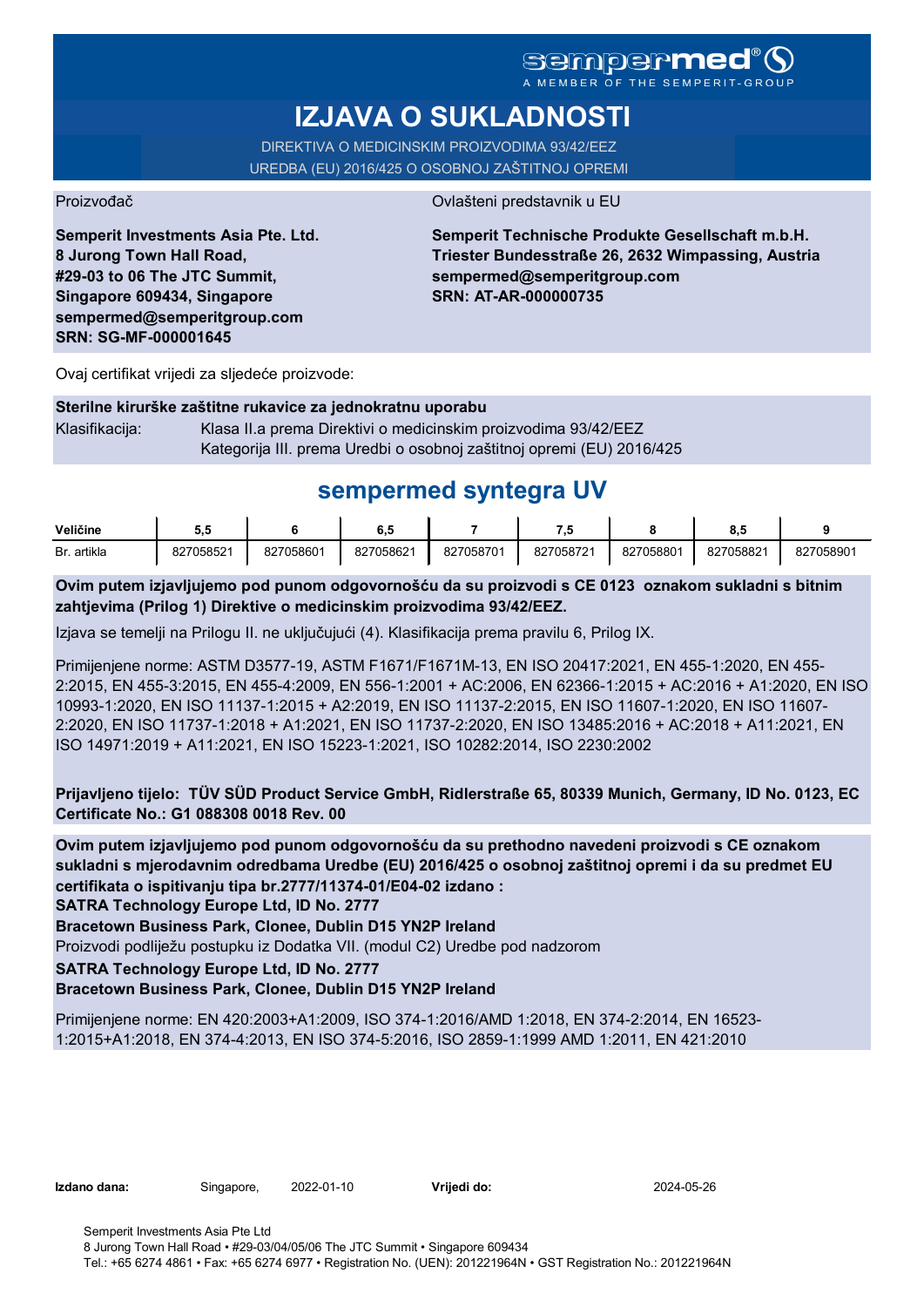sempermed®
A MEMBER OF THE SEMPERIT-GROUP

# IZJAVA O SUKLADNOSTI

DIREKTIVA O MEDICINSKIM PROIZVODIMA 93/42/EEZ
UREDBA (EU) 2016/425 O OSOBNOJ ZAŠTITNOJ OPREMI

Proizvođač

**Semperit Investments Asia Pte. Ltd.**
**8 Jurong Town Hall Road,**
**#29-03 to 06 The JTC Summit,**
**Singapore 609434, Singapore**
**sempermed@semperitgroup.com**
**SRN: SG-MF-000001645**

Ovlašteni predstavnik u EU

**Semperit Technische Produkte Gesellschaft m.b.H.**
**Triester Bundesstraße 26, 2632 Wimpassing, Austria**
**sempermed@semperitgroup.com**
**SRN: AT-AR-000000735**

Ovaj certifikat vrijedi za sljedeće proizvode:

**Sterilne kirurške zaštitne rukavice za jednokratnu uporabu**

Klasifikacija: Klasa II.a prema Direktivi o medicinskim proizvodima 93/42/EEZ
Kategorija III. prema Uredbi o osobnoj zaštitnoj opremi (EU) 2016/425

## sempermed syntegra UV

| Veličine | 5,5 | 6 | 6,5 | 7 | 7,5 | 8 | 8,5 | 9 |
|---|---|---|---|---|---|---|---|---|
| Br. artikla | 827058521 | 827058601 | 827058621 | 827058701 | 827058721 | 827058801 | 827058821 | 827058901 |

**Ovim putem izjavljujemo pod punom odgovornošću da su proizvodi s CE 0123 oznakom sukladni s bitnim zahtjevima (Prilog 1) Direktive o medicinskim proizvodima 93/42/EEZ.**

Izjava se temelji na Prilogu II. ne uključujući (4). Klasifikacija prema pravilu 6, Prilog IX.

Primijenjene norme: ASTM D3577-19, ASTM F1671/F1671M-13, EN ISO 20417:2021, EN 455-1:2020, EN 455-2:2015, EN 455-3:2015, EN 455-4:2009, EN 556-1:2001 + AC:2006, EN 62366-1:2015 + AC:2016 + A1:2020, EN ISO 10993-1:2020, EN ISO 11137-1:2015 + A2:2019, EN ISO 11137-2:2015, EN ISO 11607-1:2020, EN ISO 11607-2:2020, EN ISO 11737-1:2018 + A1:2021, EN ISO 11737-2:2020, EN ISO 13485:2016 + AC:2018 + A11:2021, EN ISO 14971:2019 + A11:2021, EN ISO 15223-1:2021, ISO 10282:2014, ISO 2230:2002

**Prijavljeno tijelo: TÜV SÜD Product Service GmbH, Ridlerstraße 65, 80339 Munich, Germany, ID No. 0123, EC Certificate No.: G1 088308 0018 Rev. 00**

**Ovim putem izjavljujemo pod punom odgovornošću da su prethodno navedeni proizvodi s CE oznakom sukladni s mjerodavnim odredbama Uredbe (EU) 2016/425 o osobnoj zaštitnoj opremi i da su predmet EU certifikata o ispitivanju tipa br.2777/11374-01/E04-02 izdano :**
**SATRA Technology Europe Ltd, ID No. 2777**
**Bracetown Business Park, Clonee, Dublin D15 YN2P Ireland**
Proizvodi podliježu postupku iz Dodatka VII. (modul C2) Uredbe pod nadzorom
**SATRA Technology Europe Ltd, ID No. 2777**
**Bracetown Business Park, Clonee, Dublin D15 YN2P Ireland**

Primijenjene norme: EN 420:2003+A1:2009, ISO 374-1:2016/AMD 1:2018, EN 374-2:2014, EN 16523-1:2015+A1:2018, EN 374-4:2013, EN ISO 374-5:2016, ISO 2859-1:1999 AMD 1:2011, EN 421:2010

**Izdano dana:** Singapore, 2022-01-10 **Vrijedi do:** 2024-05-26

Semperit Investments Asia Pte Ltd
8 Jurong Town Hall Road • #29-03/04/05/06 The JTC Summit • Singapore 609434
Tel.: +65 6274 4861 • Fax: +65 6274 6977 • Registration No. (UEN): 201221964N • GST Registration No.: 201221964N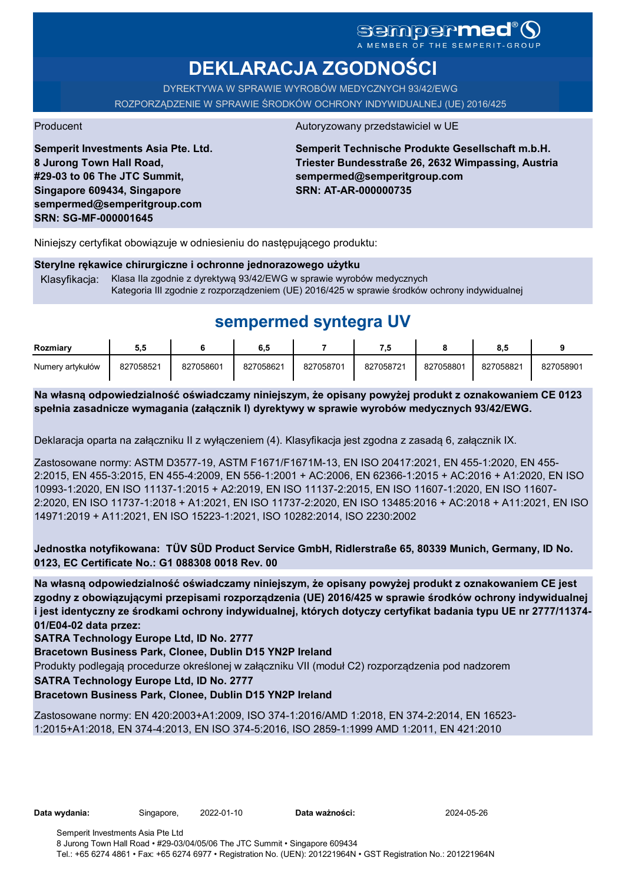sempermed® A MEMBER OF THE SEMPERIT-GROUP

# DEKLARACJA ZGODNOŚCI

DYREKTYWA W SPRAWIE WYROBÓW MEDYCZNYCH 93/42/EWG
ROZPORZĄDZENIE W SPRAWIE ŚRODKÓW OCHRONY INDYWIDUALNEJ (UE) 2016/425

Producent

**Semperit Investments Asia Pte. Ltd.**
**8 Jurong Town Hall Road,**
**#29-03 to 06 The JTC Summit,**
**Singapore 609434, Singapore**
**sempermed@semperitgroup.com**
**SRN: SG-MF-000001645**

Autoryzowany przedstawiciel w UE

**Semperit Technische Produkte Gesellschaft m.b.H.**
**Triester Bundesstraße 26, 2632 Wimpassing, Austria**
**sempermed@semperitgroup.com**
**SRN: AT-AR-000000735**

Niniejszy certyfikat obowiązuje w odniesieniu do następującego produktu:

**Sterylne rękawice chirurgiczne i ochronne jednorazowego użytku**

Klasyfikacja: Klasa IIa zgodnie z dyrektywą 93/42/EWG w sprawie wyrobów medycznych
Kategoria III zgodnie z rozporządzeniem (UE) 2016/425 w sprawie środków ochrony indywidualnej

## sempermed syntegra UV

| **Rozmiary** | **5,5** | **6** | **6,5** | **7** | **7,5** | **8** | **8,5** | **9** |
|---|---|---|---|---|---|---|---|---|
| Numery artykułów | 827058521 | 827058601 | 827058621 | 827058701 | 827058721 | 827058801 | 827058821 | 827058901 |

**Na własną odpowiedzialność oświadczamy niniejszym, że opisany powyżej produkt z oznakowaniem CE 0123 spełnia zasadnicze wymagania (załącznik I) dyrektywy w sprawie wyrobów medycznych 93/42/EWG.**

Deklaracja oparta na załączniku II z wyłączeniem (4). Klasyfikacja jest zgodna z zasadą 6, załącznik IX.

Zastosowane normy: ASTM D3577-19, ASTM F1671/F1671M-13, EN ISO 20417:2021, EN 455-1:2020, EN 455-2:2015, EN 455-3:2015, EN 455-4:2009, EN 556-1:2001 + AC:2006, EN 62366-1:2015 + AC:2016 + A1:2020, EN ISO 10993-1:2020, EN ISO 11137-1:2015 + A2:2019, EN ISO 11137-2:2015, EN ISO 11607-1:2020, EN ISO 11607-2:2020, EN ISO 11737-1:2018 + A1:2021, EN ISO 11737-2:2020, EN ISO 13485:2016 + AC:2018 + A11:2021, EN ISO 14971:2019 + A11:2021, EN ISO 15223-1:2021, ISO 10282:2014, ISO 2230:2002

**Jednostka notyfikowana: TÜV SÜD Product Service GmbH, Ridlerstraße 65, 80339 Munich, Germany, ID No. 0123, EC Certificate No.: G1 088308 0018 Rev. 00**

**Na własną odpowiedzialność oświadczamy niniejszym, że opisany powyżej produkt z oznakowaniem CE jest zgodny z obowiązującymi przepisami rozporządzenia (UE) 2016/425 w sprawie środków ochrony indywidualnej i jest identyczny ze środkami ochrony indywidualnej, których dotyczy certyfikat badania typu UE nr 2777/11374-01/E04-02 data przez:**
**SATRA Technology Europe Ltd, ID No. 2777**
**Bracetown Business Park, Clonee, Dublin D15 YN2P Ireland**
Produkty podlegają procedurze określonej w załączniku VII (moduł C2) rozporządzenia pod nadzorem
**SATRA Technology Europe Ltd, ID No. 2777**
**Bracetown Business Park, Clonee, Dublin D15 YN2P Ireland**

Zastosowane normy: EN 420:2003+A1:2009, ISO 374-1:2016/AMD 1:2018, EN 374-2:2014, EN 16523-1:2015+A1:2018, EN 374-4:2013, EN ISO 374-5:2016, ISO 2859-1:1999 AMD 1:2011, EN 421:2010

**Data wydania:** Singapore, 2022-01-10 **Data ważności:** 2024-05-26

Semperit Investments Asia Pte Ltd
8 Jurong Town Hall Road • #29-03/04/05/06 The JTC Summit • Singapore 609434
Tel.: +65 6274 4861 • Fax: +65 6274 6977 • Registration No. (UEN): 201221964N • GST Registration No.: 201221964N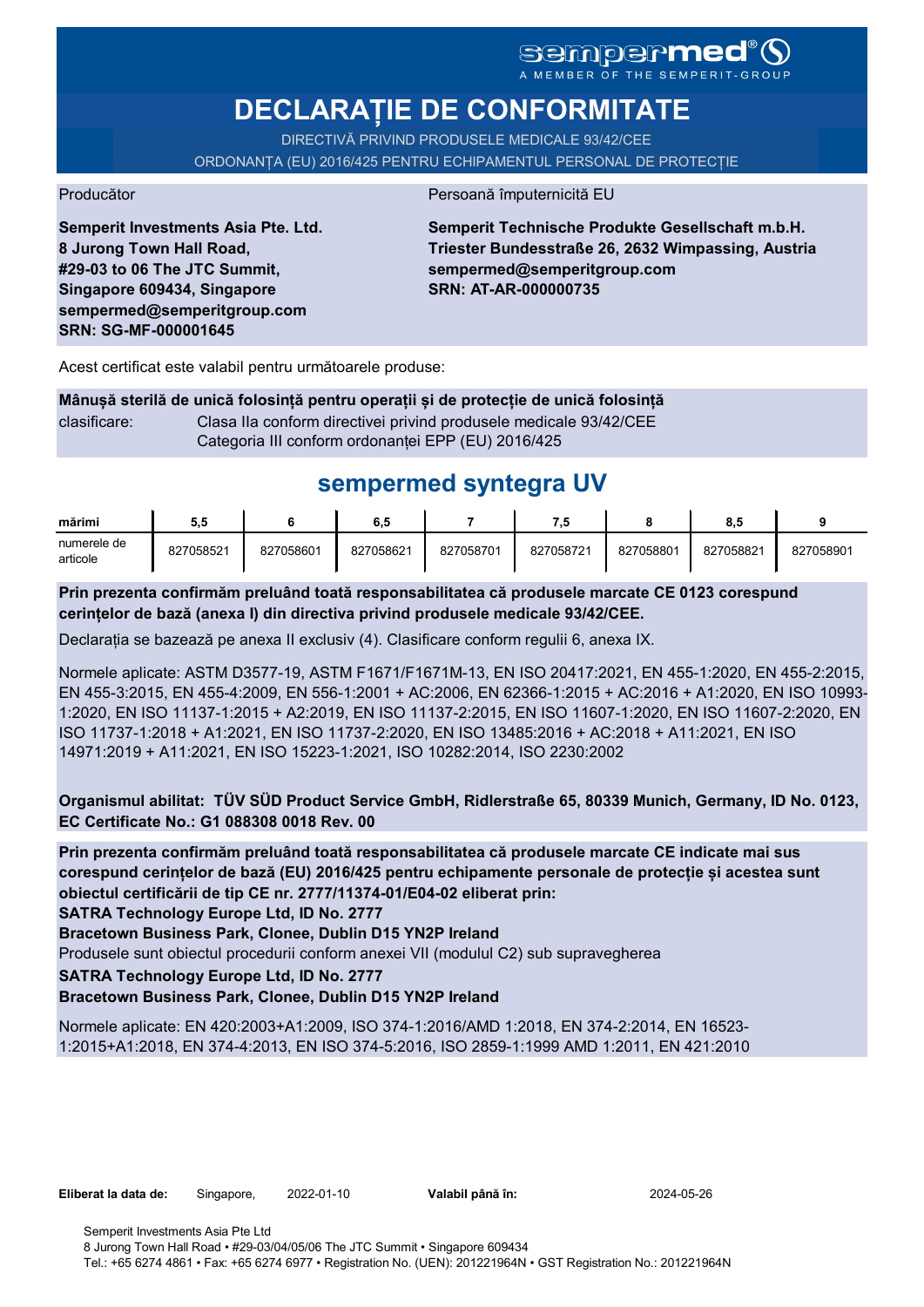sempermed®
A MEMBER OF THE SEMPERIT-GROUP

# DECLARAȚIE DE CONFORMITATE

DIRECTIVĂ PRIVIND PRODUSELE MEDICALE 93/42/CEE
ORDONANȚA (EU) 2016/425 PENTRU ECHIPAMENTUL PERSONAL DE PROTECȚIE

Producător

**Semperit Investments Asia Pte. Ltd.**
**8 Jurong Town Hall Road,**
**#29-03 to 06 The JTC Summit,**
**Singapore 609434, Singapore**
**sempermed@semperitgroup.com**
**SRN: SG-MF-000001645**

Persoană împuternicită EU

**Semperit Technische Produkte Gesellschaft m.b.H.**
**Triester Bundesstraße 26, 2632 Wimpassing, Austria**
**sempermed@semperitgroup.com**
**SRN: AT-AR-000000735**

Acest certificat este valabil pentru următoarele produse:

**Mânușă sterilă de unică folosință pentru operații și de protecție de unică folosință**

clasificare: Clasa IIa conform directivei privind produsele medicale 93/42/CEE
Categoria III conform ordonanței EPP (EU) 2016/425

## sempermed syntegra UV

| mărimi | 5,5 | 6 | 6,5 | 7 | 7,5 | 8 | 8,5 | 9 |
|---|---|---|---|---|---|---|---|---|
| numerele de articole | 827058521 | 827058601 | 827058621 | 827058701 | 827058721 | 827058801 | 827058821 | 827058901 |

**Prin prezenta confirmăm preluând toată responsabilitatea că produsele marcate CE 0123 corespund cerințelor de bază (anexa I) din directiva privind produsele medicale 93/42/CEE.**

Declarația se bazează pe anexa II exclusiv (4). Clasificare conform regulii 6, anexa IX.

Normele aplicate: ASTM D3577-19, ASTM F1671/F1671M-13, EN ISO 20417:2021, EN 455-1:2020, EN 455-2:2015, EN 455-3:2015, EN 455-4:2009, EN 556-1:2001 + AC:2006, EN 62366-1:2015 + AC:2016 + A1:2020, EN ISO 10993-1:2020, EN ISO 11137-1:2015 + A2:2019, EN ISO 11137-2:2015, EN ISO 11607-1:2020, EN ISO 11607-2:2020, EN ISO 11737-1:2018 + A1:2021, EN ISO 11737-2:2020, EN ISO 13485:2016 + AC:2018 + A11:2021, EN ISO 14971:2019 + A11:2021, EN ISO 15223-1:2021, ISO 10282:2014, ISO 2230:2002

**Organismul abilitat: TÜV SÜD Product Service GmbH, Ridlerstraße 65, 80339 Munich, Germany, ID No. 0123, EC Certificate No.: G1 088308 0018 Rev. 00**

**Prin prezenta confirmăm preluând toată responsabilitatea că produsele marcate CE indicate mai sus corespund cerințelor de bază (EU) 2016/425 pentru echipamente personale de protecție și acestea sunt obiectul certificării de tip CE nr. 2777/11374-01/E04-02 eliberat prin:**
**SATRA Technology Europe Ltd, ID No. 2777**
**Bracetown Business Park, Clonee, Dublin D15 YN2P Ireland**
Produsele sunt obiectul procedurii conform anexei VII (modulul C2) sub supravegherea
**SATRA Technology Europe Ltd, ID No. 2777**
**Bracetown Business Park, Clonee, Dublin D15 YN2P Ireland**

Normele aplicate: EN 420:2003+A1:2009, ISO 374-1:2016/AMD 1:2018, EN 374-2:2014, EN 16523-1:2015+A1:2018, EN 374-4:2013, EN ISO 374-5:2016, ISO 2859-1:1999 AMD 1:2011, EN 421:2010

**Eliberat la data de:** Singapore, 2022-01-10 **Valabil până în:** 2024-05-26

Semperit Investments Asia Pte Ltd
8 Jurong Town Hall Road • #29-03/04/05/06 The JTC Summit • Singapore 609434
Tel.: +65 6274 4861 • Fax: +65 6274 6977 • Registration No. (UEN): 201221964N • GST Registration No.: 201221964N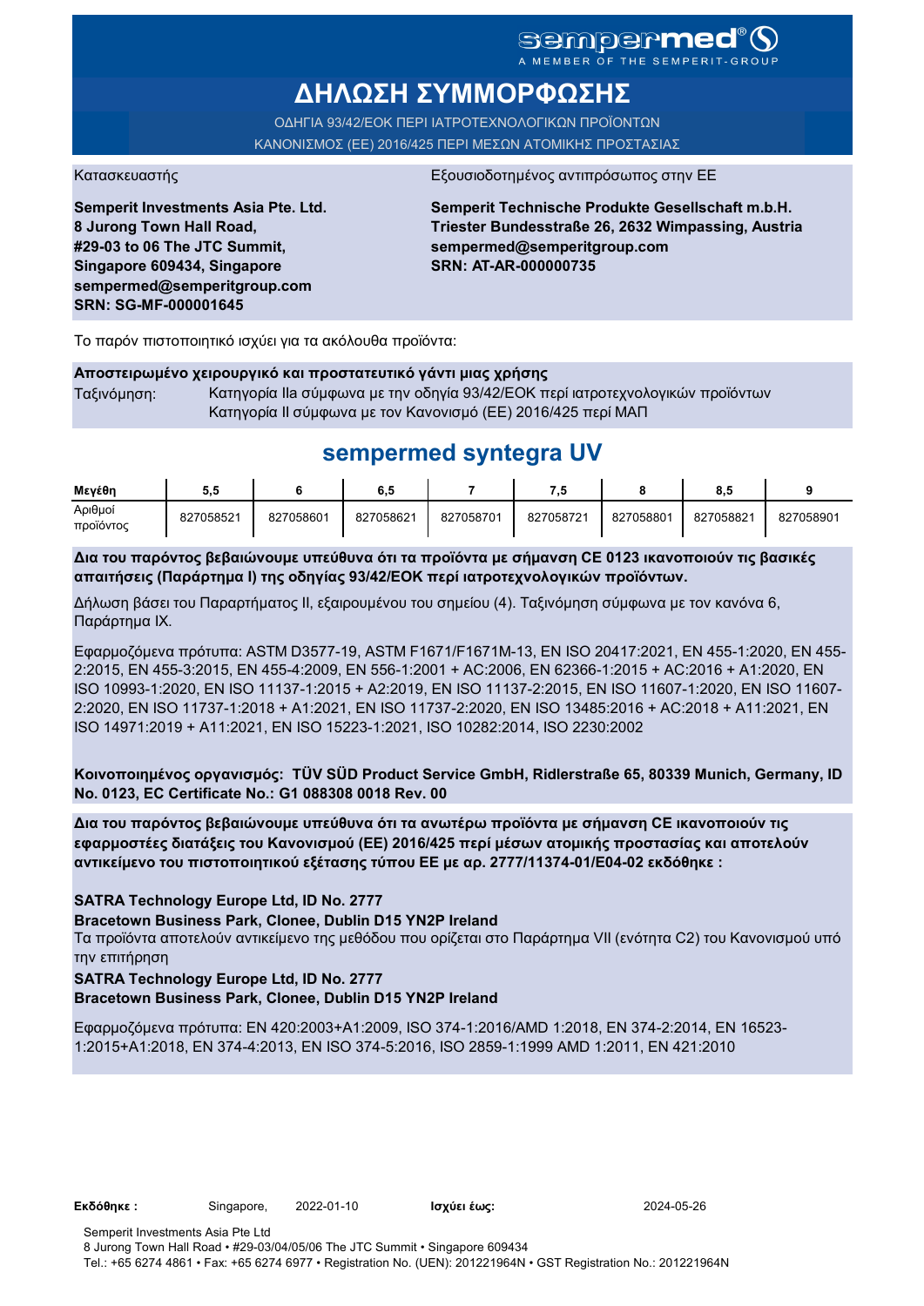sempermed®
A MEMBER OF THE SEMPERIT-GROUP

# ΔΗΛΩΣΗ ΣΥΜΜΟΡΦΩΣΗΣ

ΟΔΗΓΙΑ 93/42/ΕΟΚ ΠΕΡΙ ΙΑΤΡΟΤΕΧΝΟΛΟΓΙΚΩΝ ΠΡΟΪΟΝΤΩΝ
ΚΑΝΟΝΙΣΜΟΣ (ΕΕ) 2016/425 ΠΕΡΙ ΜΕΣΩΝ ΑΤΟΜΙΚΗΣ ΠΡΟΣΤΑΣΙΑΣ

Κατασκευαστής

**Semperit Investments Asia Pte. Ltd.**
**8 Jurong Town Hall Road,**
**#29-03 to 06 The JTC Summit,**
**Singapore 609434, Singapore**
**sempermed@semperitgroup.com**
**SRN: SG-MF-000001645**

Εξουσιοδοτημένος αντιπρόσωπος στην ΕΕ

**Semperit Technische Produkte Gesellschaft m.b.H.**
**Triester Bundesstraße 26, 2632 Wimpassing, Austria**
**sempermed@semperitgroup.com**
**SRN: AT-AR-000000735**

Το παρόν πιστοποιητικό ισχύει για τα ακόλουθα προϊόντα:

**Αποστειρωμένο χειρουργικό και προστατευτικό γάντι μιας χρήσης**

Ταξινόμηση: Κατηγορία IIa σύμφωνα με την οδηγία 93/42/ΕΟΚ περί ιατροτεχνολογικών προϊόντων
Κατηγορία II σύμφωνα με τον Κανονισμό (ΕΕ) 2016/425 περί ΜΑΠ

## sempermed syntegra UV

| Μεγέθη | 5,5 | 6 | 6,5 | 7 | 7,5 | 8 | 8,5 | 9 |
|---|---|---|---|---|---|---|---|---|
| Αριθμοί προϊόντος | 827058521 | 827058601 | 827058621 | 827058701 | 827058721 | 827058801 | 827058821 | 827058901 |

**Δια του παρόντος βεβαιώνουμε υπεύθυνα ότι τα προϊόντα με σήμανση CE 0123 ικανοποιούν τις βασικές απαιτήσεις (Παράρτημα I) της οδηγίας 93/42/ΕΟΚ περί ιατροτεχνολογικών προϊόντων.**

Δήλωση βάσει του Παραρτήματος II, εξαιρουμένου του σημείου (4). Ταξινόμηση σύμφωνα με τον κανόνα 6, Παράρτημα IX.

Εφαρμοζόμενα πρότυπα: ASTM D3577-19, ASTM F1671/F1671M-13, EN ISO 20417:2021, EN 455-1:2020, EN 455-2:2015, EN 455-3:2015, EN 455-4:2009, EN 556-1:2001 + AC:2006, EN 62366-1:2015 + AC:2016 + A1:2020, EN ISO 10993-1:2020, EN ISO 11137-1:2015 + A2:2019, EN ISO 11137-2:2015, EN ISO 11607-1:2020, EN ISO 11607-2:2020, EN ISO 11737-1:2018 + A1:2021, EN ISO 11737-2:2020, EN ISO 13485:2016 + AC:2018 + A11:2021, EN ISO 14971:2019 + A11:2021, EN ISO 15223-1:2021, ISO 10282:2014, ISO 2230:2002

**Κοινοποιημένος οργανισμός: TÜV SÜD Product Service GmbH, Ridlerstraße 65, 80339 Munich, Germany, ID No. 0123, EC Certificate No.: G1 088308 0018 Rev. 00**

**Δια του παρόντος βεβαιώνουμε υπεύθυνα ότι τα ανωτέρω προϊόντα με σήμανση CE ικανοποιούν τις εφαρμοστέες διατάξεις του Κανονισμού (ΕΕ) 2016/425 περί μέσων ατομικής προστασίας και αποτελούν αντικείμενο του πιστοποιητικού εξέτασης τύπου ΕΕ με αρ. 2777/11374-01/E04-02 εκδόθηκε :**

**SATRA Technology Europe Ltd, ID No. 2777**
**Bracetown Business Park, Clonee, Dublin D15 YN2P Ireland**
Τα προϊόντα αποτελούν αντικείμενο της μεθόδου που ορίζεται στο Παράρτημα VII (ενότητα C2) του Κανονισμού υπό την επιτήρηση
**SATRA Technology Europe Ltd, ID No. 2777**
**Bracetown Business Park, Clonee, Dublin D15 YN2P Ireland**

Εφαρμοζόμενα πρότυπα: EN 420:2003+A1:2009, ISO 374-1:2016/AMD 1:2018, EN 374-2:2014, EN 16523-1:2015+A1:2018, EN 374-4:2013, EN ISO 374-5:2016, ISO 2859-1:1999 AMD 1:2011, EN 421:2010

**Εκδόθηκε :** Singapore, 2022-01-10 **Ισχύει έως:** 2024-05-26

Semperit Investments Asia Pte Ltd
8 Jurong Town Hall Road • #29-03/04/05/06 The JTC Summit • Singapore 609434
Tel.: +65 6274 4861 • Fax: +65 6274 6977 • Registration No. (UEN): 201221964N • GST Registration No.: 201221964N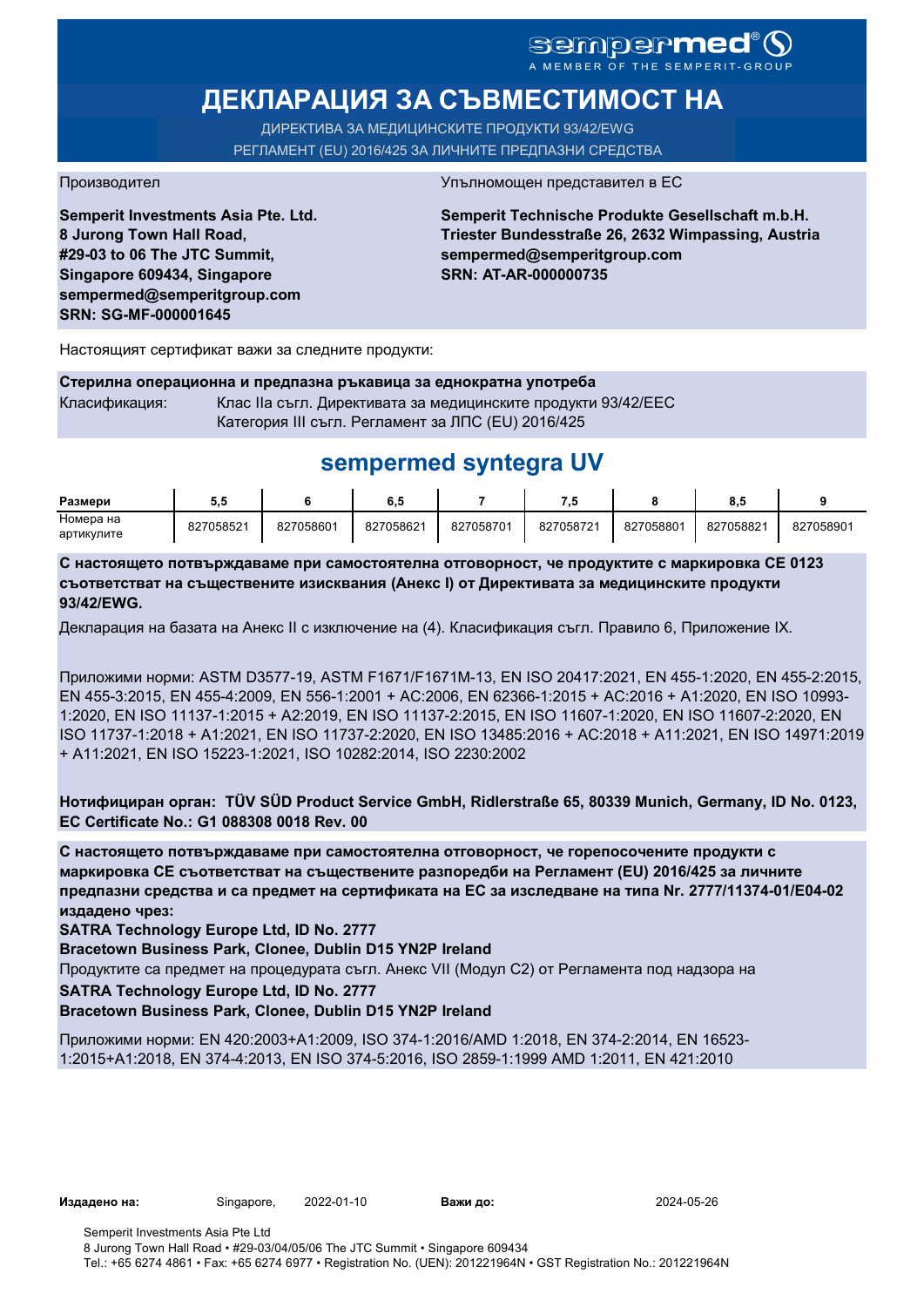sempermed®
A MEMBER OF THE SEMPERIT-GROUP

# ДЕКЛАРАЦИЯ ЗА СЪВМЕСТИМОСТ НА

ДИРЕКТИВА ЗА МЕДИЦИНСКИТЕ ПРОДУКТИ 93/42/EWG
РЕГЛАМЕНТ (EU) 2016/425 ЗА ЛИЧНИТЕ ПРЕДПАЗНИ СРЕДСТВА

Производител

**Semperit Investments Asia Pte. Ltd.**
**8 Jurong Town Hall Road,**
**#29-03 to 06 The JTC Summit,**
**Singapore 609434, Singapore**
**sempermed@semperitgroup.com**
**SRN: SG-MF-000001645**

Упълномощен представител в ЕС

**Semperit Technische Produkte Gesellschaft m.b.H.**
**Triester Bundesstraße 26, 2632 Wimpassing, Austria**
**sempermed@semperitgroup.com**
**SRN: AT-AR-000000735**

Настоящият сертификат важи за следните продукти:

**Стерилна операционна и предпазна ръкавица за еднократна употреба**

Класификация: Клас IIa съгл. Директивата за медицинските продукти 93/42/EEC
Категория III съгл. Регламент за ЛПС (EU) 2016/425

## sempermed syntegra UV

| Размери | 5,5 | 6 | 6,5 | 7 | 7,5 | 8 | 8,5 | 9 |
|---|---|---|---|---|---|---|---|---|
| Номера на артикулите | 827058521 | 827058601 | 827058621 | 827058701 | 827058721 | 827058801 | 827058821 | 827058901 |

**С настоящето потвърждаваме при самостоятелна отговорност, че продуктите с маркировка CE 0123 съответстват на съществените изисквания (Анекс I) от Директивата за медицинските продукти 93/42/EWG.**

Декларация на базата на Анекс II с изключение на (4). Класификация съгл. Правило 6, Приложение IX.

Приложими норми: ASTM D3577-19, ASTM F1671/F1671M-13, EN ISO 20417:2021, EN 455-1:2020, EN 455-2:2015, EN 455-3:2015, EN 455-4:2009, EN 556-1:2001 + AC:2006, EN 62366-1:2015 + AC:2016 + A1:2020, EN ISO 10993-1:2020, EN ISO 11137-1:2015 + A2:2019, EN ISO 11137-2:2015, EN ISO 11607-1:2020, EN ISO 11607-2:2020, EN ISO 11737-1:2018 + A1:2021, EN ISO 11737-2:2020, EN ISO 13485:2016 + AC:2018 + A11:2021, EN ISO 14971:2019 + A11:2021, EN ISO 15223-1:2021, ISO 10282:2014, ISO 2230:2002

**Нотифициран орган: TÜV SÜD Product Service GmbH, Ridlerstraße 65, 80339 Munich, Germany, ID No. 0123, EC Certificate No.: G1 088308 0018 Rev. 00**

**С настоящето потвърждаваме при самостоятелна отговорност, че горепосочените продукти с маркировка CE съответстват на съществените разпоредби на Регламент (EU) 2016/425 за личните предпазни средства и са предмет на сертификата на ЕС за изследване на типа Nr. 2777/11374-01/E04-02 издадено чрез:**
**SATRA Technology Europe Ltd, ID No. 2777**
**Bracetown Business Park, Clonee, Dublin D15 YN2P Ireland**
Продуктите са предмет на процедурата съгл. Анекс VII (Модул C2) от Регламента под надзора на
**SATRA Technology Europe Ltd, ID No. 2777**
**Bracetown Business Park, Clonee, Dublin D15 YN2P Ireland**

Приложими норми: EN 420:2003+A1:2009, ISO 374-1:2016/AMD 1:2018, EN 374-2:2014, EN 16523-1:2015+A1:2018, EN 374-4:2013, EN ISO 374-5:2016, ISO 2859-1:1999 AMD 1:2011, EN 421:2010

**Издадено на:** Singapore, 2022-01-10 **Важи до:** 2024-05-26

Semperit Investments Asia Pte Ltd
8 Jurong Town Hall Road • #29-03/04/05/06 The JTC Summit • Singapore 609434
Tel.: +65 6274 4861 • Fax: +65 6274 6977 • Registration No. (UEN): 201221964N • GST Registration No.: 201221964N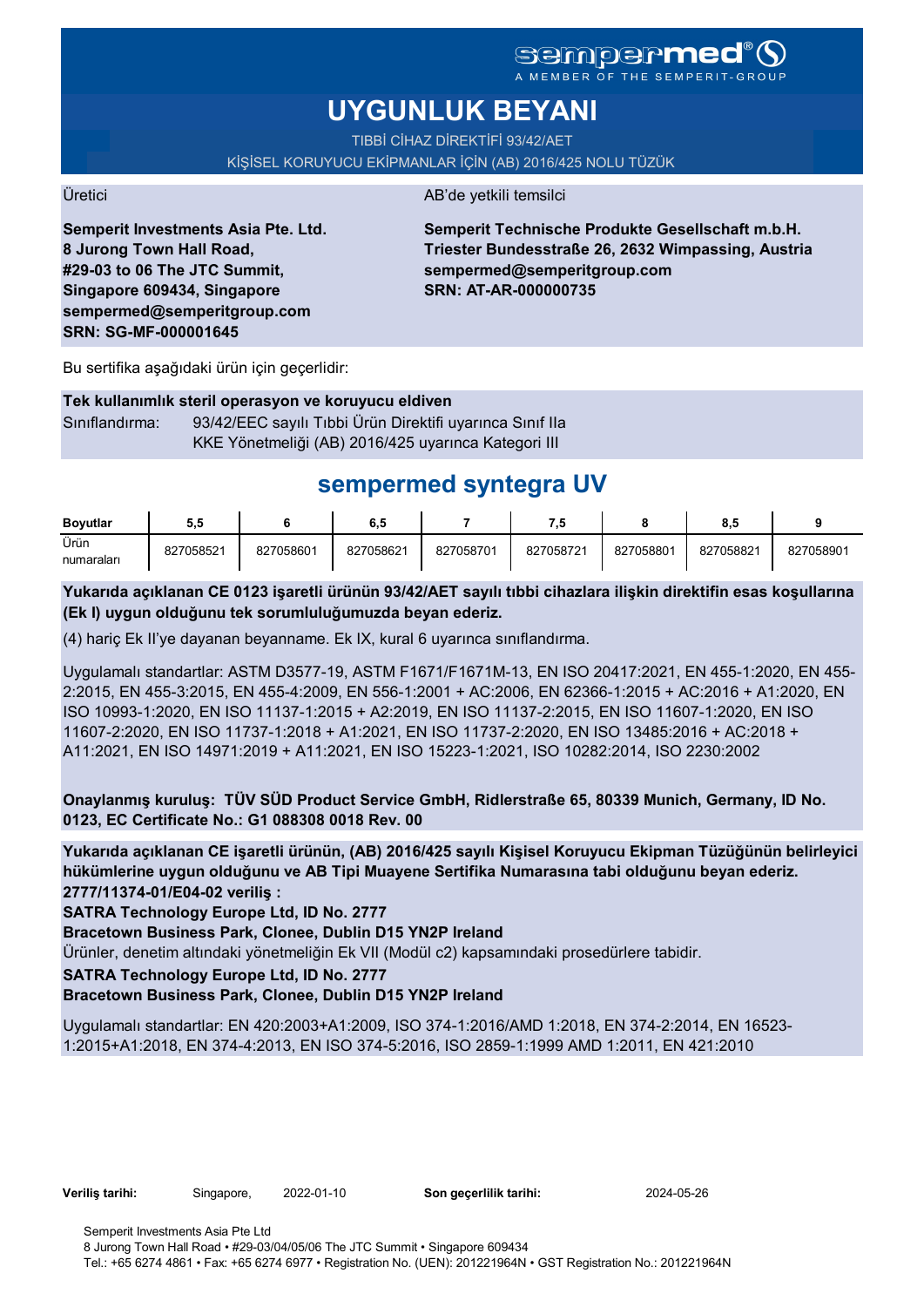sempermed®
A MEMBER OF THE SEMPERIT-GROUP

# UYGUNLUK BEYANI

TIBBİ CİHAZ DİREKTİFİ 93/42/AET
KİŞİSEL KORUYUCU EKİPMANLAR İÇİN (AB) 2016/425 NOLU TÜZÜK

Üretici

**Semperit Investments Asia Pte. Ltd.**
**8 Jurong Town Hall Road,**
**#29-03 to 06 The JTC Summit,**
**Singapore 609434, Singapore**
**sempermed@semperitgroup.com**
**SRN: SG-MF-000001645**

AB'de yetkili temsilci

**Semperit Technische Produkte Gesellschaft m.b.H.**
**Triester Bundesstraße 26, 2632 Wimpassing, Austria**
**sempermed@semperitgroup.com**
**SRN: AT-AR-000000735**

Bu sertifika aşağıdaki ürün için geçerlidir:

**Tek kullanımlık steril operasyon ve koruyucu eldiven**

Sınıflandırma: 93/42/EEC sayılı Tıbbi Ürün Direktifi uyarınca Sınıf IIa
KKE Yönetmeliği (AB) 2016/425 uyarınca Kategori III

## sempermed syntegra UV

| Boyutlar | 5,5 | 6 | 6,5 | 7 | 7,5 | 8 | 8,5 | 9 |
|---|---|---|---|---|---|---|---|---|
| Ürün numaraları | 827058521 | 827058601 | 827058621 | 827058701 | 827058721 | 827058801 | 827058821 | 827058901 |

**Yukarıda açıklanan CE 0123 işaretli ürünün 93/42/AET sayılı tıbbi cihazlara ilişkin direktifin esas koşullarına (Ek I) uygun olduğunu tek sorumluluğumuzda beyan ederiz.**

(4) hariç Ek II'ye dayanan beyanname. Ek IX, kural 6 uyarınca sınıflandırma.

Uygulamalı standartlar: ASTM D3577-19, ASTM F1671/F1671M-13, EN ISO 20417:2021, EN 455-1:2020, EN 455-2:2015, EN 455-3:2015, EN 455-4:2009, EN 556-1:2001 + AC:2006, EN 62366-1:2015 + AC:2016 + A1:2020, EN ISO 10993-1:2020, EN ISO 11137-1:2015 + A2:2019, EN ISO 11137-2:2015, EN ISO 11607-1:2020, EN ISO 11607-2:2020, EN ISO 11737-1:2018 + A1:2021, EN ISO 11737-2:2020, EN ISO 13485:2016 + AC:2018 + A11:2021, EN ISO 14971:2019 + A11:2021, EN ISO 15223-1:2021, ISO 10282:2014, ISO 2230:2002

**Onaylanmış kuruluş: TÜV SÜD Product Service GmbH, Ridlerstraße 65, 80339 Munich, Germany, ID No. 0123, EC Certificate No.: G1 088308 0018 Rev. 00**

**Yukarıda açıklanan CE işaretli ürünün, (AB) 2016/425 sayılı Kişisel Koruyucu Ekipman Tüzüğünün belirleyici hükümlerine uygun olduğunu ve AB Tipi Muayene Sertifika Numarasına tabi olduğunu beyan ederiz. 2777/11374-01/E04-02 veriliş :**

**SATRA Technology Europe Ltd, ID No. 2777**

**Bracetown Business Park, Clonee, Dublin D15 YN2P Ireland**

Ürünler, denetim altındaki yönetmeliğin Ek VII (Modül c2) kapsamındaki prosedürlere tabidir.

**SATRA Technology Europe Ltd, ID No. 2777**

**Bracetown Business Park, Clonee, Dublin D15 YN2P Ireland**

Uygulamalı standartlar: EN 420:2003+A1:2009, ISO 374-1:2016/AMD 1:2018, EN 374-2:2014, EN 16523-1:2015+A1:2018, EN 374-4:2013, EN ISO 374-5:2016, ISO 2859-1:1999 AMD 1:2011, EN 421:2010

**Veriliş tarihi:** Singapore, 2022-01-10 **Son geçerlilik tarihi:** 2024-05-26

Semperit Investments Asia Pte Ltd
8 Jurong Town Hall Road • #29-03/04/05/06 The JTC Summit • Singapore 609434
Tel.: +65 6274 4861 • Fax: +65 6274 6977 • Registration No. (UEN): 201221964N • GST Registration No.: 201221964N